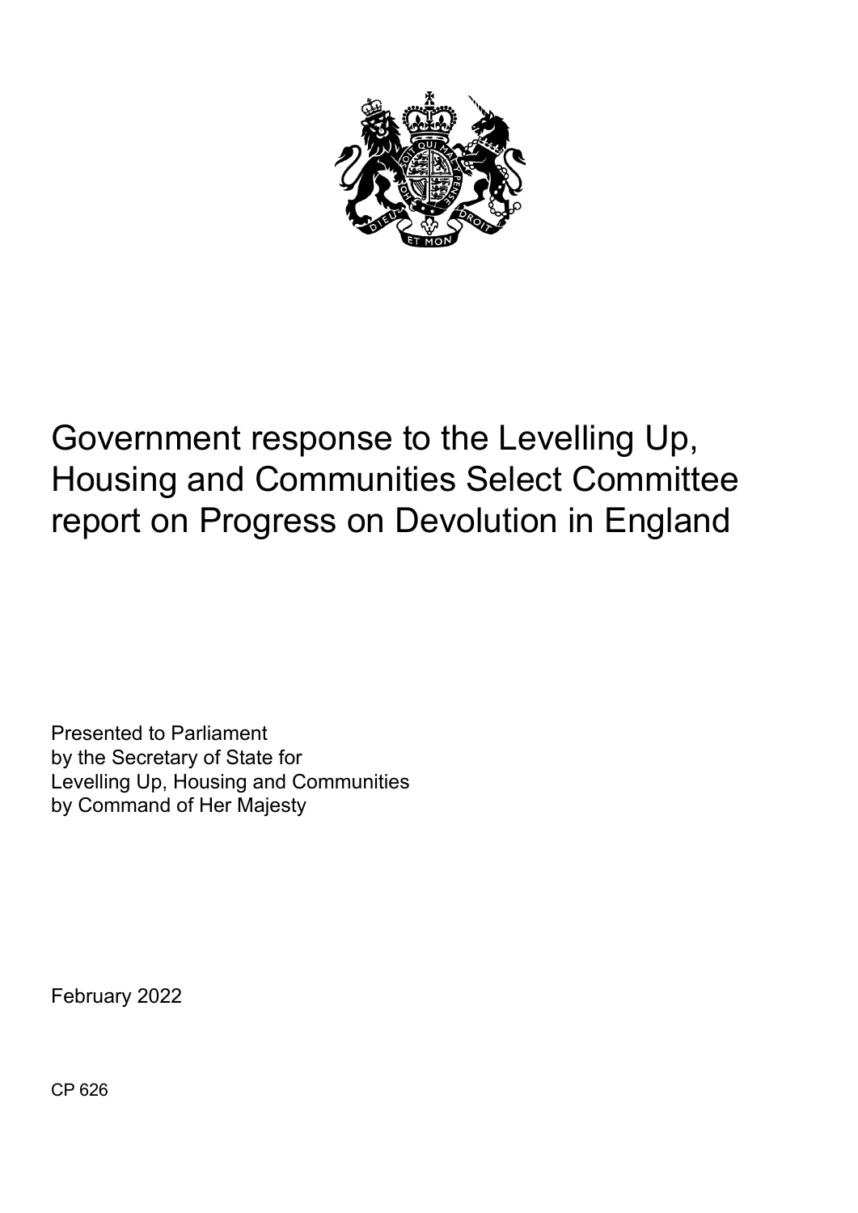# Government response to the Levelling Up, Housing and Communities Select Committee report on Progress on Devolution in England

Presented to Parliament
by the Secretary of State for
Levelling Up, Housing and Communities
by Command of Her Majesty

February 2022

CP 626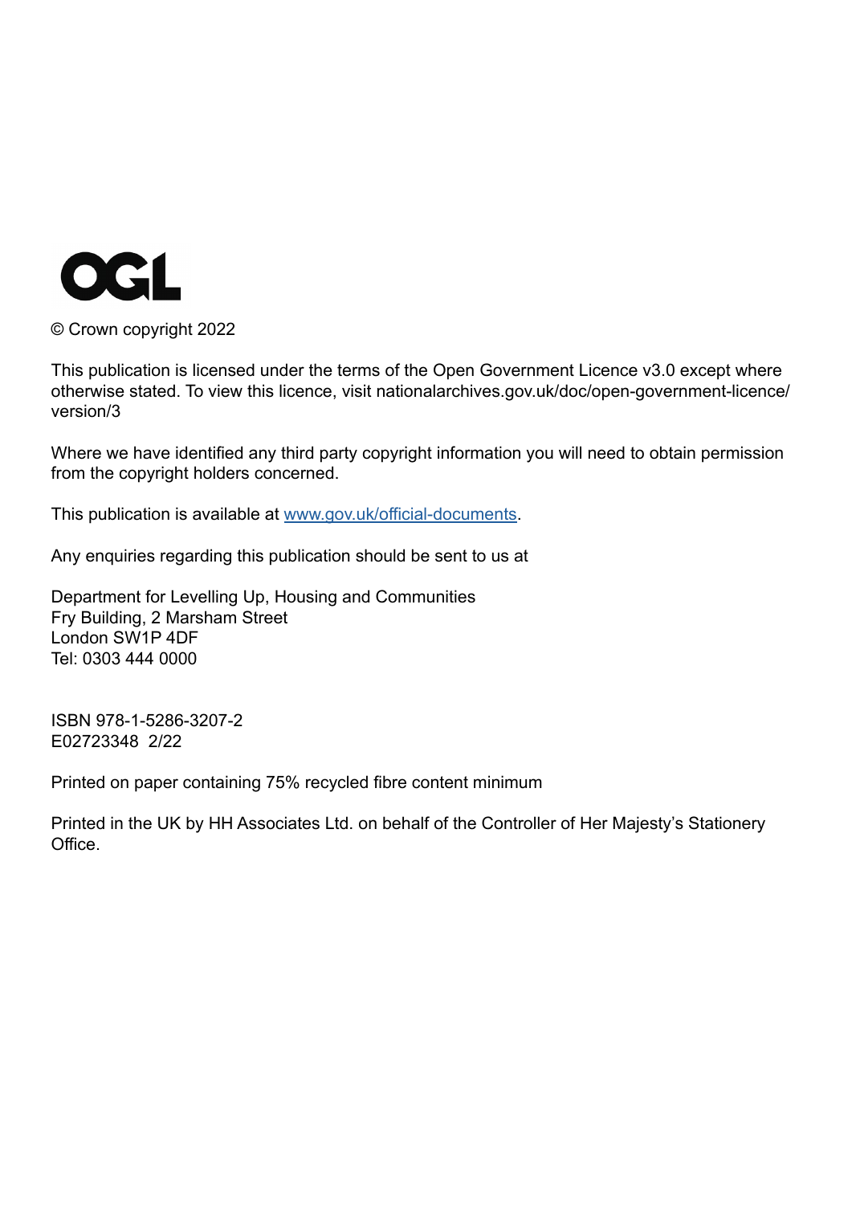OGL

© Crown copyright 2022

This publication is licensed under the terms of the Open Government Licence v3.0 except where otherwise stated. To view this licence, visit nationalarchives.gov.uk/doc/open-government-licence/version/3

Where we have identified any third party copyright information you will need to obtain permission from the copyright holders concerned.

This publication is available at [www.gov.uk/official-documents](http://www.gov.uk/official-documents).

Any enquiries regarding this publication should be sent to us at

Department for Levelling Up, Housing and Communities
Fry Building, 2 Marsham Street
London SW1P 4DF
Tel: 0303 444 0000

ISBN 978-1-5286-3207-2
E02723348 2/22

Printed on paper containing 75% recycled fibre content minimum

Printed in the UK by HH Associates Ltd. on behalf of the Controller of Her Majesty's Stationery Office.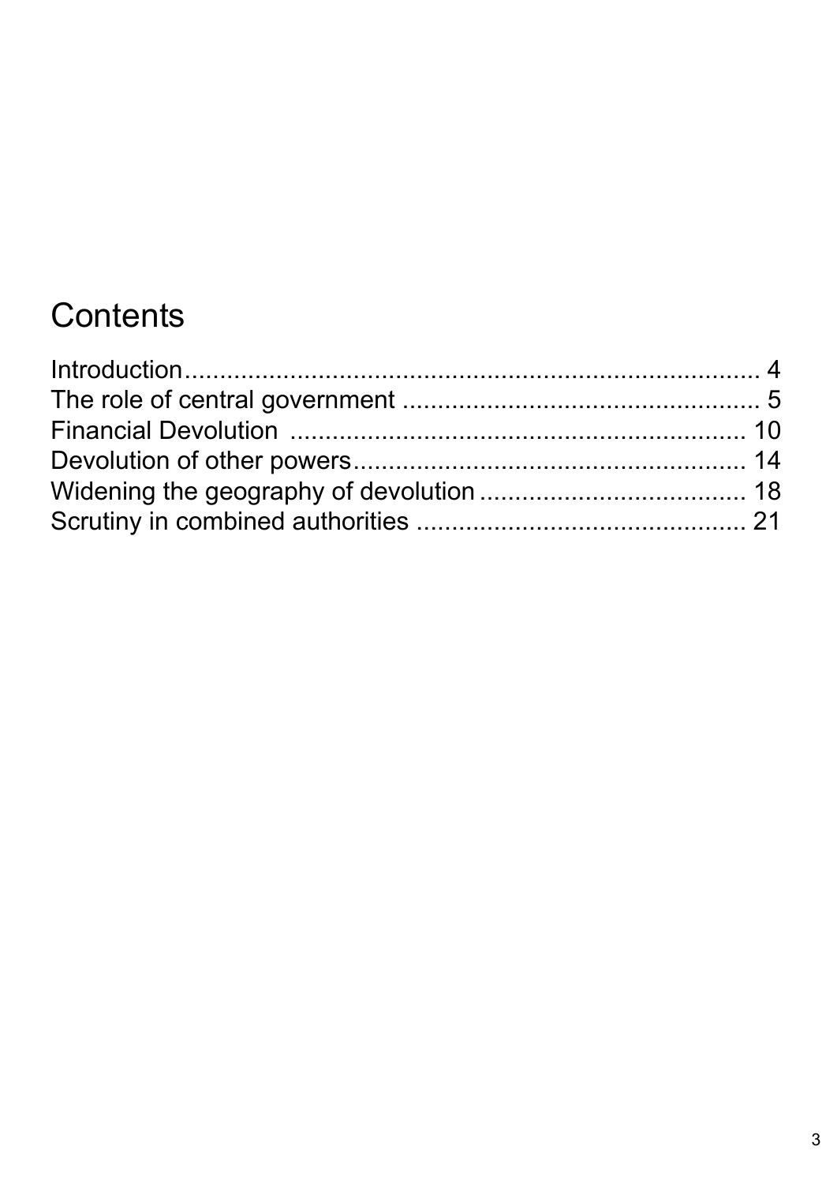# Contents

Introduction.......................................................................... 4
The role of central government .................................................. 5
Financial Devolution ................................................................ 10
Devolution of other powers......................................................... 14
Widening the geography of devolution ...................................... 18
Scrutiny in combined authorities ................................................ 21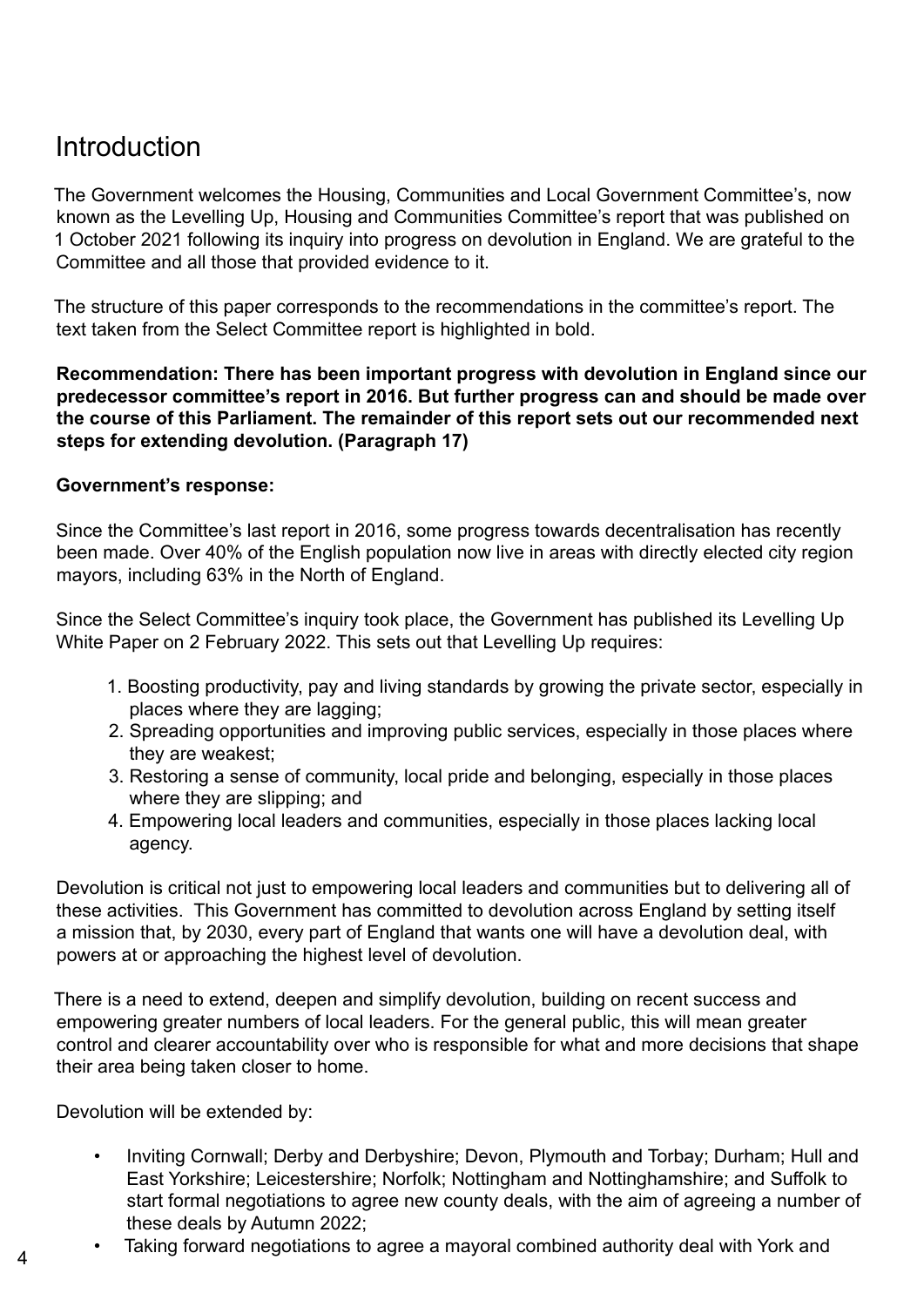# Introduction

The Government welcomes the Housing, Communities and Local Government Committee's, now known as the Levelling Up, Housing and Communities Committee's report that was published on 1 October 2021 following its inquiry into progress on devolution in England. We are grateful to the Committee and all those that provided evidence to it.

The structure of this paper corresponds to the recommendations in the committee's report. The text taken from the Select Committee report is highlighted in bold.

**Recommendation: There has been important progress with devolution in England since our predecessor committee's report in 2016. But further progress can and should be made over the course of this Parliament. The remainder of this report sets out our recommended next steps for extending devolution. (Paragraph 17)**

**Government's response:**

Since the Committee's last report in 2016, some progress towards decentralisation has recently been made. Over 40% of the English population now live in areas with directly elected city region mayors, including 63% in the North of England.

Since the Select Committee's inquiry took place, the Government has published its Levelling Up White Paper on 2 February 2022. This sets out that Levelling Up requires:

1. Boosting productivity, pay and living standards by growing the private sector, especially in places where they are lagging;
2. Spreading opportunities and improving public services, especially in those places where they are weakest;
3. Restoring a sense of community, local pride and belonging, especially in those places where they are slipping; and
4. Empowering local leaders and communities, especially in those places lacking local agency.

Devolution is critical not just to empowering local leaders and communities but to delivering all of these activities. This Government has committed to devolution across England by setting itself a mission that, by 2030, every part of England that wants one will have a devolution deal, with powers at or approaching the highest level of devolution.

There is a need to extend, deepen and simplify devolution, building on recent success and empowering greater numbers of local leaders. For the general public, this will mean greater control and clearer accountability over who is responsible for what and more decisions that shape their area being taken closer to home.

Devolution will be extended by:

- Inviting Cornwall; Derby and Derbyshire; Devon, Plymouth and Torbay; Durham; Hull and East Yorkshire; Leicestershire; Norfolk; Nottingham and Nottinghamshire; and Suffolk to start formal negotiations to agree new county deals, with the aim of agreeing a number of these deals by Autumn 2022;
- Taking forward negotiations to agree a mayoral combined authority deal with York and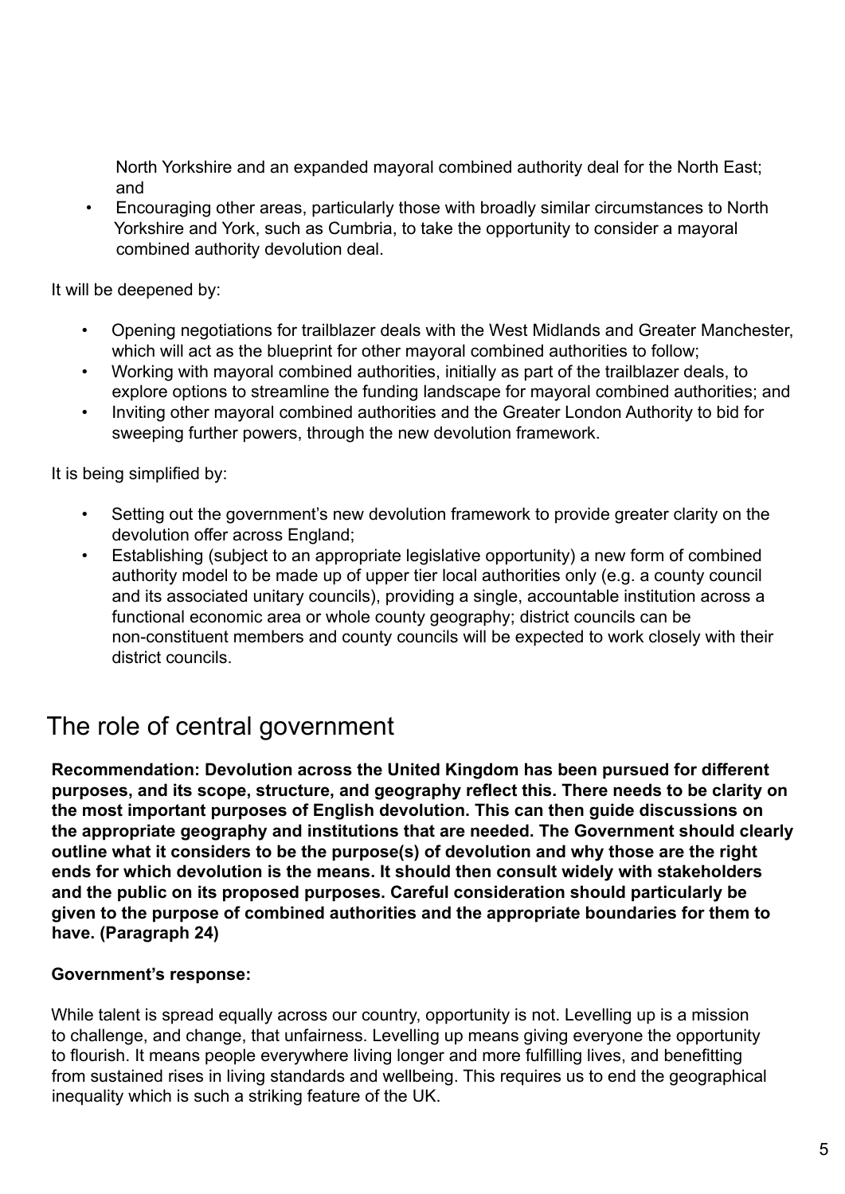North Yorkshire and an expanded mayoral combined authority deal for the North East; and

- Encouraging other areas, particularly those with broadly similar circumstances to North Yorkshire and York, such as Cumbria, to take the opportunity to consider a mayoral combined authority devolution deal.

It will be deepened by:

- Opening negotiations for trailblazer deals with the West Midlands and Greater Manchester, which will act as the blueprint for other mayoral combined authorities to follow;
- Working with mayoral combined authorities, initially as part of the trailblazer deals, to explore options to streamline the funding landscape for mayoral combined authorities; and
- Inviting other mayoral combined authorities and the Greater London Authority to bid for sweeping further powers, through the new devolution framework.

It is being simplified by:

- Setting out the government's new devolution framework to provide greater clarity on the devolution offer across England;
- Establishing (subject to an appropriate legislative opportunity) a new form of combined authority model to be made up of upper tier local authorities only (e.g. a county council and its associated unitary councils), providing a single, accountable institution across a functional economic area or whole county geography; district councils can be non-constituent members and county councils will be expected to work closely with their district councils.

## The role of central government

**Recommendation: Devolution across the United Kingdom has been pursued for different purposes, and its scope, structure, and geography reflect this. There needs to be clarity on the most important purposes of English devolution. This can then guide discussions on the appropriate geography and institutions that are needed. The Government should clearly outline what it considers to be the purpose(s) of devolution and why those are the right ends for which devolution is the means. It should then consult widely with stakeholders and the public on its proposed purposes. Careful consideration should particularly be given to the purpose of combined authorities and the appropriate boundaries for them to have. (Paragraph 24)**

**Government's response:**

While talent is spread equally across our country, opportunity is not. Levelling up is a mission to challenge, and change, that unfairness. Levelling up means giving everyone the opportunity to flourish. It means people everywhere living longer and more fulfilling lives, and benefitting from sustained rises in living standards and wellbeing. This requires us to end the geographical inequality which is such a striking feature of the UK.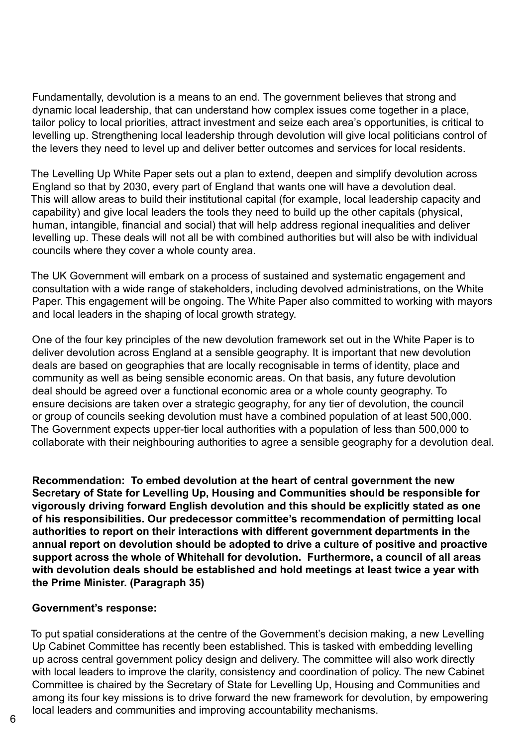Fundamentally, devolution is a means to an end. The government believes that strong and dynamic local leadership, that can understand how complex issues come together in a place, tailor policy to local priorities, attract investment and seize each area's opportunities, is critical to levelling up. Strengthening local leadership through devolution will give local politicians control of the levers they need to level up and deliver better outcomes and services for local residents.

The Levelling Up White Paper sets out a plan to extend, deepen and simplify devolution across England so that by 2030, every part of England that wants one will have a devolution deal. This will allow areas to build their institutional capital (for example, local leadership capacity and capability) and give local leaders the tools they need to build up the other capitals (physical, human, intangible, financial and social) that will help address regional inequalities and deliver levelling up. These deals will not all be with combined authorities but will also be with individual councils where they cover a whole county area.

The UK Government will embark on a process of sustained and systematic engagement and consultation with a wide range of stakeholders, including devolved administrations, on the White Paper. This engagement will be ongoing. The White Paper also committed to working with mayors and local leaders in the shaping of local growth strategy.

One of the four key principles of the new devolution framework set out in the White Paper is to deliver devolution across England at a sensible geography. It is important that new devolution deals are based on geographies that are locally recognisable in terms of identity, place and community as well as being sensible economic areas. On that basis, any future devolution deal should be agreed over a functional economic area or a whole county geography. To ensure decisions are taken over a strategic geography, for any tier of devolution, the council or group of councils seeking devolution must have a combined population of at least 500,000. The Government expects upper-tier local authorities with a population of less than 500,000 to collaborate with their neighbouring authorities to agree a sensible geography for a devolution deal.

**Recommendation: To embed devolution at the heart of central government the new Secretary of State for Levelling Up, Housing and Communities should be responsible for vigorously driving forward English devolution and this should be explicitly stated as one of his responsibilities. Our predecessor committee's recommendation of permitting local authorities to report on their interactions with different government departments in the annual report on devolution should be adopted to drive a culture of positive and proactive support across the whole of Whitehall for devolution. Furthermore, a council of all areas with devolution deals should be established and hold meetings at least twice a year with the Prime Minister. (Paragraph 35)**

**Government's response:**

To put spatial considerations at the centre of the Government's decision making, a new Levelling Up Cabinet Committee has recently been established. This is tasked with embedding levelling up across central government policy design and delivery. The committee will also work directly with local leaders to improve the clarity, consistency and coordination of policy. The new Cabinet Committee is chaired by the Secretary of State for Levelling Up, Housing and Communities and among its four key missions is to drive forward the new framework for devolution, by empowering local leaders and communities and improving accountability mechanisms.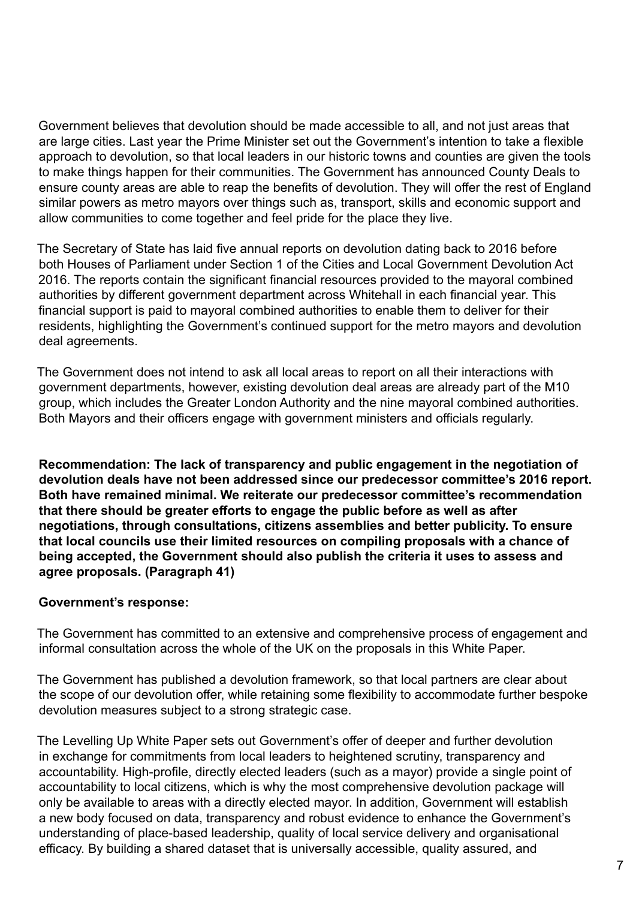Government believes that devolution should be made accessible to all, and not just areas that are large cities. Last year the Prime Minister set out the Government's intention to take a flexible approach to devolution, so that local leaders in our historic towns and counties are given the tools to make things happen for their communities. The Government has announced County Deals to ensure county areas are able to reap the benefits of devolution. They will offer the rest of England similar powers as metro mayors over things such as, transport, skills and economic support and allow communities to come together and feel pride for the place they live.

The Secretary of State has laid five annual reports on devolution dating back to 2016 before both Houses of Parliament under Section 1 of the Cities and Local Government Devolution Act 2016. The reports contain the significant financial resources provided to the mayoral combined authorities by different government department across Whitehall in each financial year. This financial support is paid to mayoral combined authorities to enable them to deliver for their residents, highlighting the Government's continued support for the metro mayors and devolution deal agreements.

The Government does not intend to ask all local areas to report on all their interactions with government departments, however, existing devolution deal areas are already part of the M10 group, which includes the Greater London Authority and the nine mayoral combined authorities. Both Mayors and their officers engage with government ministers and officials regularly.

**Recommendation: The lack of transparency and public engagement in the negotiation of devolution deals have not been addressed since our predecessor committee's 2016 report. Both have remained minimal. We reiterate our predecessor committee's recommendation that there should be greater efforts to engage the public before as well as after negotiations, through consultations, citizens assemblies and better publicity. To ensure that local councils use their limited resources on compiling proposals with a chance of being accepted, the Government should also publish the criteria it uses to assess and agree proposals. (Paragraph 41)**

**Government's response:**

The Government has committed to an extensive and comprehensive process of engagement and informal consultation across the whole of the UK on the proposals in this White Paper.

The Government has published a devolution framework, so that local partners are clear about the scope of our devolution offer, while retaining some flexibility to accommodate further bespoke devolution measures subject to a strong strategic case.

The Levelling Up White Paper sets out Government's offer of deeper and further devolution in exchange for commitments from local leaders to heightened scrutiny, transparency and accountability. High-profile, directly elected leaders (such as a mayor) provide a single point of accountability to local citizens, which is why the most comprehensive devolution package will only be available to areas with a directly elected mayor. In addition, Government will establish a new body focused on data, transparency and robust evidence to enhance the Government's understanding of place-based leadership, quality of local service delivery and organisational efficacy. By building a shared dataset that is universally accessible, quality assured, and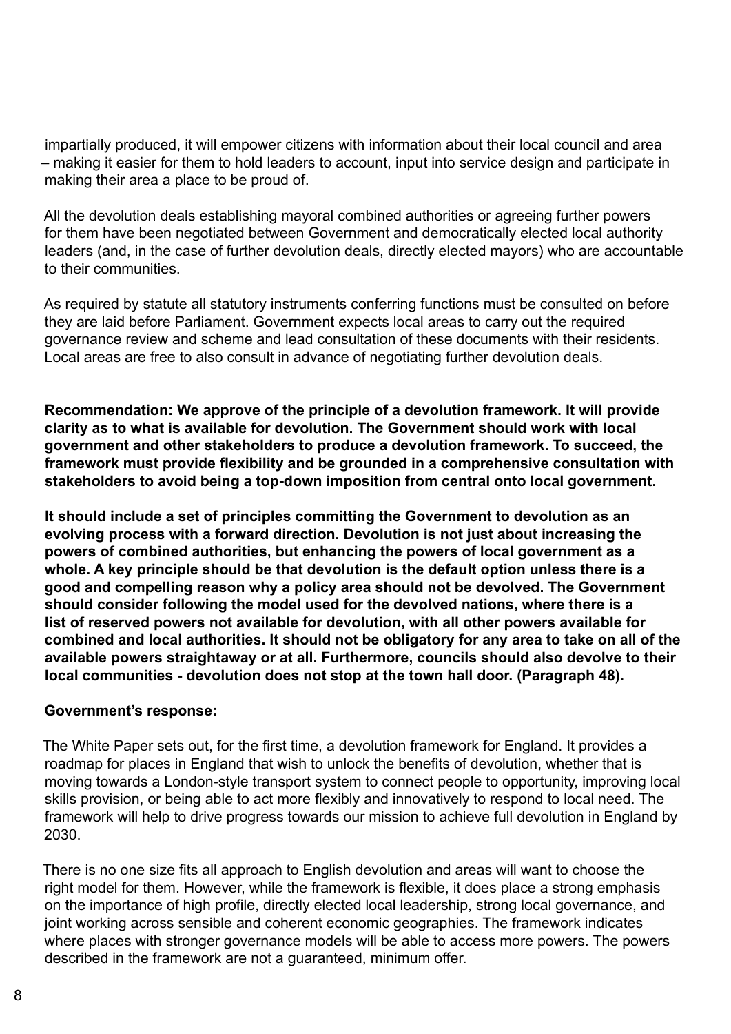impartially produced, it will empower citizens with information about their local council and area – making it easier for them to hold leaders to account, input into service design and participate in making their area a place to be proud of.

All the devolution deals establishing mayoral combined authorities or agreeing further powers for them have been negotiated between Government and democratically elected local authority leaders (and, in the case of further devolution deals, directly elected mayors) who are accountable to their communities.

As required by statute all statutory instruments conferring functions must be consulted on before they are laid before Parliament. Government expects local areas to carry out the required governance review and scheme and lead consultation of these documents with their residents. Local areas are free to also consult in advance of negotiating further devolution deals.

**Recommendation: We approve of the principle of a devolution framework. It will provide clarity as to what is available for devolution. The Government should work with local government and other stakeholders to produce a devolution framework. To succeed, the framework must provide flexibility and be grounded in a comprehensive consultation with stakeholders to avoid being a top-down imposition from central onto local government.**

**It should include a set of principles committing the Government to devolution as an evolving process with a forward direction. Devolution is not just about increasing the powers of combined authorities, but enhancing the powers of local government as a whole. A key principle should be that devolution is the default option unless there is a good and compelling reason why a policy area should not be devolved. The Government should consider following the model used for the devolved nations, where there is a list of reserved powers not available for devolution, with all other powers available for combined and local authorities. It should not be obligatory for any area to take on all of the available powers straightaway or at all. Furthermore, councils should also devolve to their local communities - devolution does not stop at the town hall door. (Paragraph 48).**

**Government's response:**

The White Paper sets out, for the first time, a devolution framework for England. It provides a roadmap for places in England that wish to unlock the benefits of devolution, whether that is moving towards a London-style transport system to connect people to opportunity, improving local skills provision, or being able to act more flexibly and innovatively to respond to local need. The framework will help to drive progress towards our mission to achieve full devolution in England by 2030.

There is no one size fits all approach to English devolution and areas will want to choose the right model for them. However, while the framework is flexible, it does place a strong emphasis on the importance of high profile, directly elected local leadership, strong local governance, and joint working across sensible and coherent economic geographies. The framework indicates where places with stronger governance models will be able to access more powers. The powers described in the framework are not a guaranteed, minimum offer.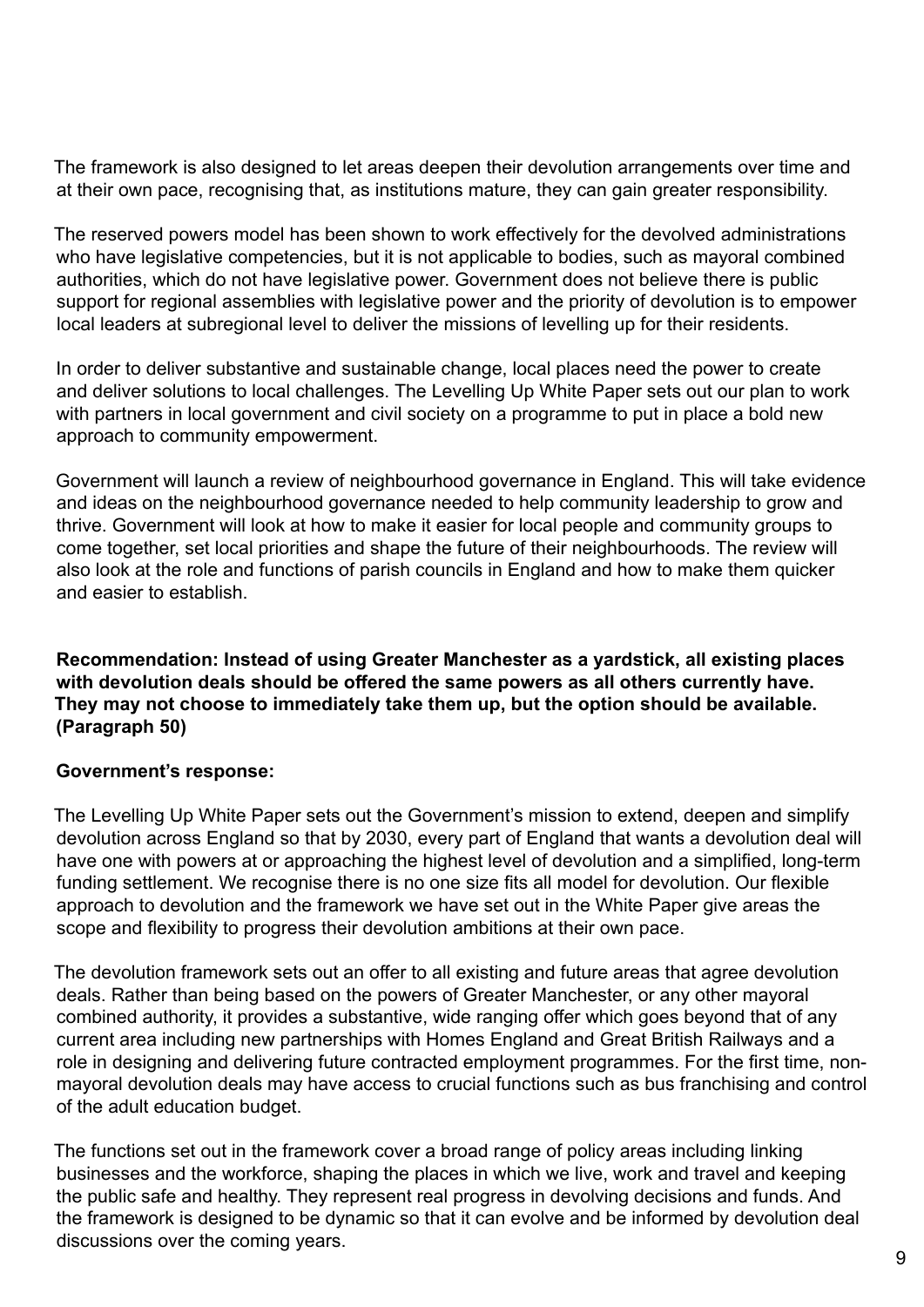The framework is also designed to let areas deepen their devolution arrangements over time and at their own pace, recognising that, as institutions mature, they can gain greater responsibility.

The reserved powers model has been shown to work effectively for the devolved administrations who have legislative competencies, but it is not applicable to bodies, such as mayoral combined authorities, which do not have legislative power. Government does not believe there is public support for regional assemblies with legislative power and the priority of devolution is to empower local leaders at subregional level to deliver the missions of levelling up for their residents.

In order to deliver substantive and sustainable change, local places need the power to create and deliver solutions to local challenges. The Levelling Up White Paper sets out our plan to work with partners in local government and civil society on a programme to put in place a bold new approach to community empowerment.

Government will launch a review of neighbourhood governance in England. This will take evidence and ideas on the neighbourhood governance needed to help community leadership to grow and thrive. Government will look at how to make it easier for local people and community groups to come together, set local priorities and shape the future of their neighbourhoods. The review will also look at the role and functions of parish councils in England and how to make them quicker and easier to establish.

**Recommendation: Instead of using Greater Manchester as a yardstick, all existing places with devolution deals should be offered the same powers as all others currently have. They may not choose to immediately take them up, but the option should be available. (Paragraph 50)**

**Government's response:**

The Levelling Up White Paper sets out the Government's mission to extend, deepen and simplify devolution across England so that by 2030, every part of England that wants a devolution deal will have one with powers at or approaching the highest level of devolution and a simplified, long-term funding settlement. We recognise there is no one size fits all model for devolution. Our flexible approach to devolution and the framework we have set out in the White Paper give areas the scope and flexibility to progress their devolution ambitions at their own pace.

The devolution framework sets out an offer to all existing and future areas that agree devolution deals. Rather than being based on the powers of Greater Manchester, or any other mayoral combined authority, it provides a substantive, wide ranging offer which goes beyond that of any current area including new partnerships with Homes England and Great British Railways and a role in designing and delivering future contracted employment programmes. For the first time, non-mayoral devolution deals may have access to crucial functions such as bus franchising and control of the adult education budget.

The functions set out in the framework cover a broad range of policy areas including linking businesses and the workforce, shaping the places in which we live, work and travel and keeping the public safe and healthy. They represent real progress in devolving decisions and funds. And the framework is designed to be dynamic so that it can evolve and be informed by devolution deal discussions over the coming years.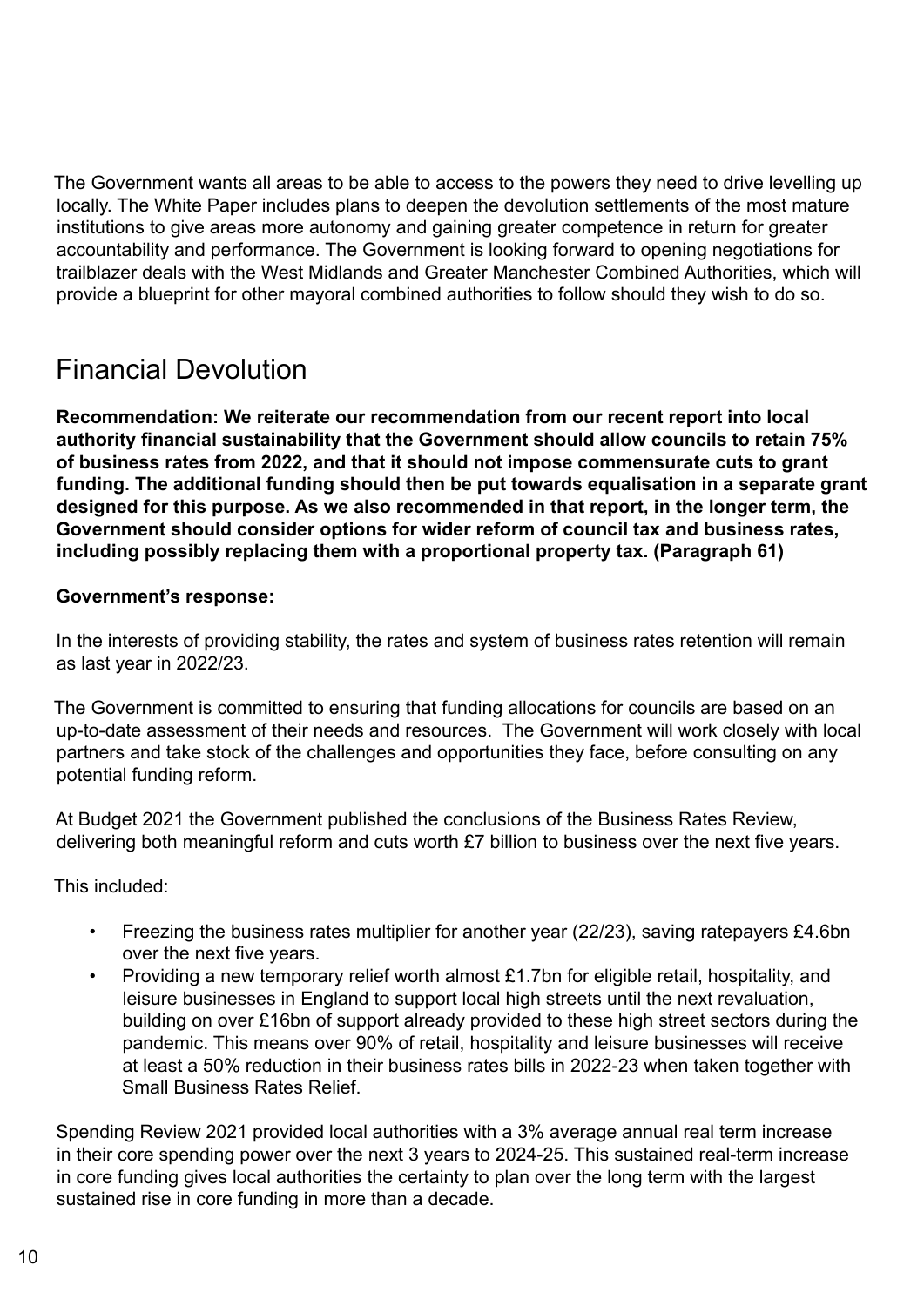The Government wants all areas to be able to access to the powers they need to drive levelling up locally. The White Paper includes plans to deepen the devolution settlements of the most mature institutions to give areas more autonomy and gaining greater competence in return for greater accountability and performance. The Government is looking forward to opening negotiations for trailblazer deals with the West Midlands and Greater Manchester Combined Authorities, which will provide a blueprint for other mayoral combined authorities to follow should they wish to do so.

## Financial Devolution

**Recommendation: We reiterate our recommendation from our recent report into local authority financial sustainability that the Government should allow councils to retain 75% of business rates from 2022, and that it should not impose commensurate cuts to grant funding. The additional funding should then be put towards equalisation in a separate grant designed for this purpose. As we also recommended in that report, in the longer term, the Government should consider options for wider reform of council tax and business rates, including possibly replacing them with a proportional property tax. (Paragraph 61)**

**Government's response:**

In the interests of providing stability, the rates and system of business rates retention will remain as last year in 2022/23.

The Government is committed to ensuring that funding allocations for councils are based on an up-to-date assessment of their needs and resources. The Government will work closely with local partners and take stock of the challenges and opportunities they face, before consulting on any potential funding reform.

At Budget 2021 the Government published the conclusions of the Business Rates Review, delivering both meaningful reform and cuts worth £7 billion to business over the next five years.

This included:

- Freezing the business rates multiplier for another year (22/23), saving ratepayers £4.6bn over the next five years.
- Providing a new temporary relief worth almost £1.7bn for eligible retail, hospitality, and leisure businesses in England to support local high streets until the next revaluation, building on over £16bn of support already provided to these high street sectors during the pandemic. This means over 90% of retail, hospitality and leisure businesses will receive at least a 50% reduction in their business rates bills in 2022-23 when taken together with Small Business Rates Relief.

Spending Review 2021 provided local authorities with a 3% average annual real term increase in their core spending power over the next 3 years to 2024-25. This sustained real-term increase in core funding gives local authorities the certainty to plan over the long term with the largest sustained rise in core funding in more than a decade.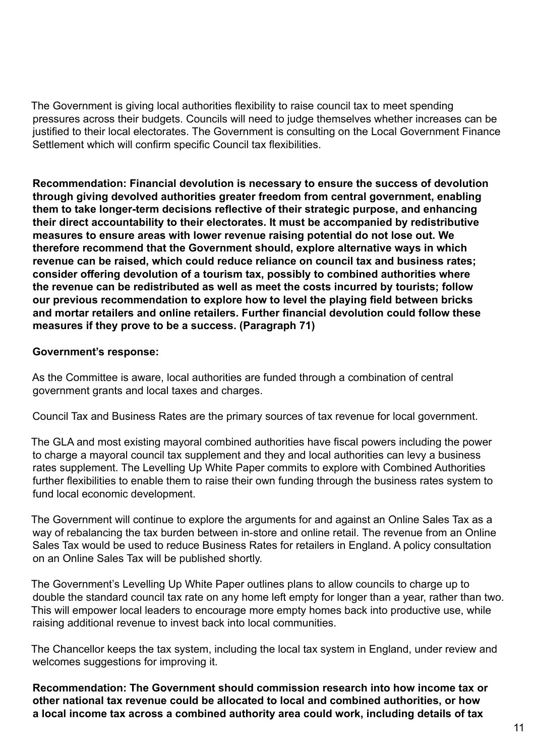The Government is giving local authorities flexibility to raise council tax to meet spending pressures across their budgets. Councils will need to judge themselves whether increases can be justified to their local electorates. The Government is consulting on the Local Government Finance Settlement which will confirm specific Council tax flexibilities.

**Recommendation: Financial devolution is necessary to ensure the success of devolution through giving devolved authorities greater freedom from central government, enabling them to take longer-term decisions reflective of their strategic purpose, and enhancing their direct accountability to their electorates. It must be accompanied by redistributive measures to ensure areas with lower revenue raising potential do not lose out. We therefore recommend that the Government should, explore alternative ways in which revenue can be raised, which could reduce reliance on council tax and business rates; consider offering devolution of a tourism tax, possibly to combined authorities where the revenue can be redistributed as well as meet the costs incurred by tourists; follow our previous recommendation to explore how to level the playing field between bricks and mortar retailers and online retailers. Further financial devolution could follow these measures if they prove to be a success. (Paragraph 71)**

**Government's response:**

As the Committee is aware, local authorities are funded through a combination of central government grants and local taxes and charges.

Council Tax and Business Rates are the primary sources of tax revenue for local government.

The GLA and most existing mayoral combined authorities have fiscal powers including the power to charge a mayoral council tax supplement and they and local authorities can levy a business rates supplement. The Levelling Up White Paper commits to explore with Combined Authorities further flexibilities to enable them to raise their own funding through the business rates system to fund local economic development.

The Government will continue to explore the arguments for and against an Online Sales Tax as a way of rebalancing the tax burden between in-store and online retail. The revenue from an Online Sales Tax would be used to reduce Business Rates for retailers in England. A policy consultation on an Online Sales Tax will be published shortly.

The Government's Levelling Up White Paper outlines plans to allow councils to charge up to double the standard council tax rate on any home left empty for longer than a year, rather than two. This will empower local leaders to encourage more empty homes back into productive use, while raising additional revenue to invest back into local communities.

The Chancellor keeps the tax system, including the local tax system in England, under review and welcomes suggestions for improving it.

**Recommendation: The Government should commission research into how income tax or other national tax revenue could be allocated to local and combined authorities, or how a local income tax across a combined authority area could work, including details of tax**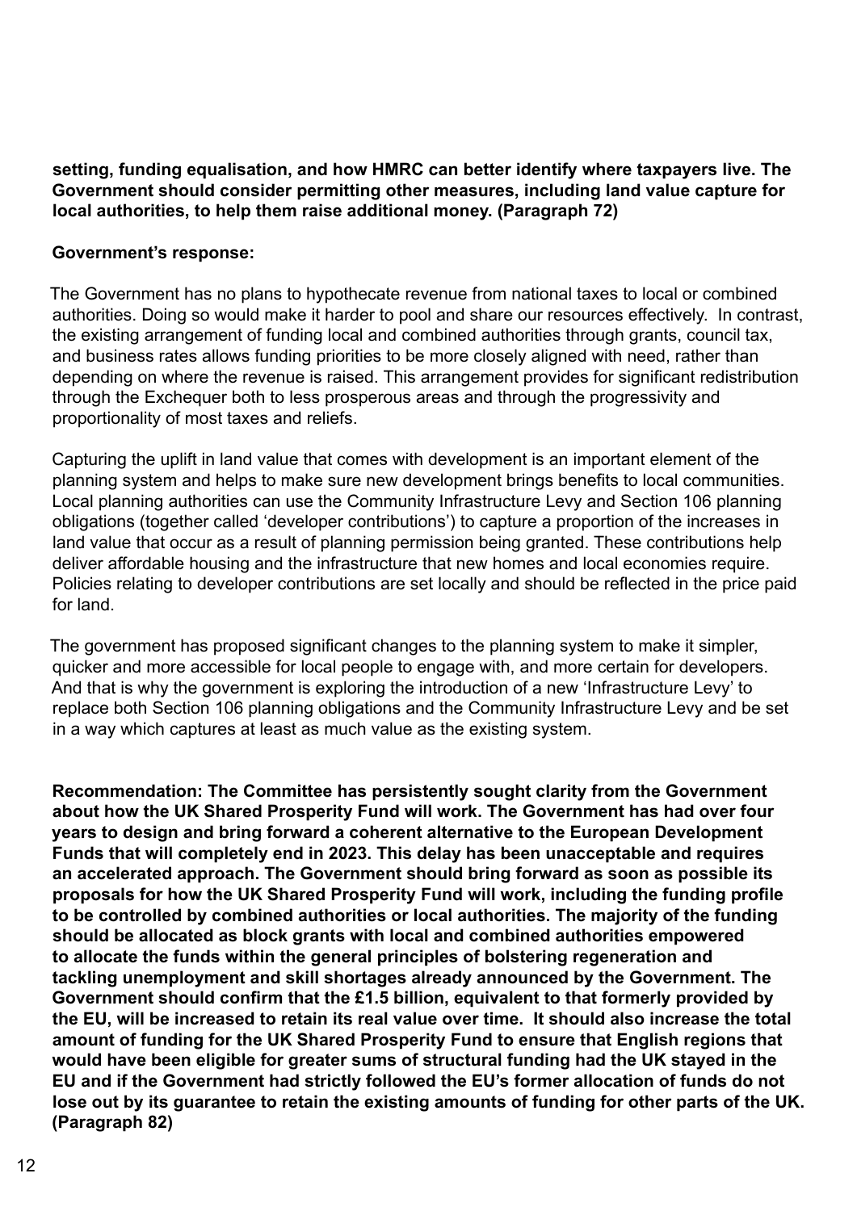**setting, funding equalisation, and how HMRC can better identify where taxpayers live. The Government should consider permitting other measures, including land value capture for local authorities, to help them raise additional money. (Paragraph 72)**

**Government's response:**

The Government has no plans to hypothecate revenue from national taxes to local or combined authorities. Doing so would make it harder to pool and share our resources effectively. In contrast, the existing arrangement of funding local and combined authorities through grants, council tax, and business rates allows funding priorities to be more closely aligned with need, rather than depending on where the revenue is raised. This arrangement provides for significant redistribution through the Exchequer both to less prosperous areas and through the progressivity and proportionality of most taxes and reliefs.

Capturing the uplift in land value that comes with development is an important element of the planning system and helps to make sure new development brings benefits to local communities. Local planning authorities can use the Community Infrastructure Levy and Section 106 planning obligations (together called 'developer contributions') to capture a proportion of the increases in land value that occur as a result of planning permission being granted. These contributions help deliver affordable housing and the infrastructure that new homes and local economies require. Policies relating to developer contributions are set locally and should be reflected in the price paid for land.

The government has proposed significant changes to the planning system to make it simpler, quicker and more accessible for local people to engage with, and more certain for developers. And that is why the government is exploring the introduction of a new 'Infrastructure Levy' to replace both Section 106 planning obligations and the Community Infrastructure Levy and be set in a way which captures at least as much value as the existing system.

**Recommendation: The Committee has persistently sought clarity from the Government about how the UK Shared Prosperity Fund will work. The Government has had over four years to design and bring forward a coherent alternative to the European Development Funds that will completely end in 2023. This delay has been unacceptable and requires an accelerated approach. The Government should bring forward as soon as possible its proposals for how the UK Shared Prosperity Fund will work, including the funding profile to be controlled by combined authorities or local authorities. The majority of the funding should be allocated as block grants with local and combined authorities empowered to allocate the funds within the general principles of bolstering regeneration and tackling unemployment and skill shortages already announced by the Government. The Government should confirm that the £1.5 billion, equivalent to that formerly provided by the EU, will be increased to retain its real value over time. It should also increase the total amount of funding for the UK Shared Prosperity Fund to ensure that English regions that would have been eligible for greater sums of structural funding had the UK stayed in the EU and if the Government had strictly followed the EU's former allocation of funds do not lose out by its guarantee to retain the existing amounts of funding for other parts of the UK. (Paragraph 82)**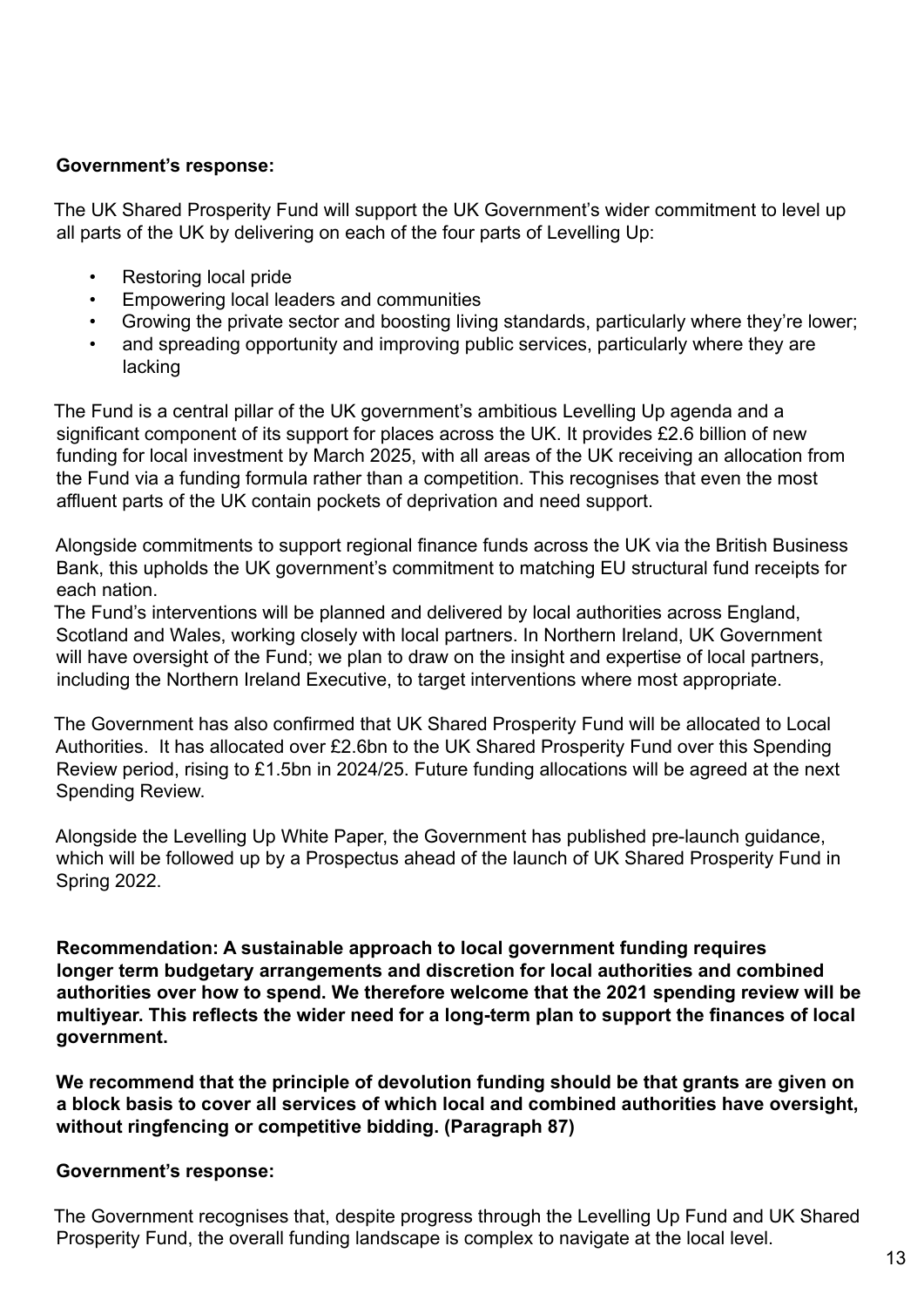**Government's response:**

The UK Shared Prosperity Fund will support the UK Government's wider commitment to level up all parts of the UK by delivering on each of the four parts of Levelling Up:

- Restoring local pride
- Empowering local leaders and communities
- Growing the private sector and boosting living standards, particularly where they're lower;
- and spreading opportunity and improving public services, particularly where they are lacking

The Fund is a central pillar of the UK government's ambitious Levelling Up agenda and a significant component of its support for places across the UK. It provides £2.6 billion of new funding for local investment by March 2025, with all areas of the UK receiving an allocation from the Fund via a funding formula rather than a competition. This recognises that even the most affluent parts of the UK contain pockets of deprivation and need support.

Alongside commitments to support regional finance funds across the UK via the British Business Bank, this upholds the UK government's commitment to matching EU structural fund receipts for each nation.

The Fund's interventions will be planned and delivered by local authorities across England, Scotland and Wales, working closely with local partners. In Northern Ireland, UK Government will have oversight of the Fund; we plan to draw on the insight and expertise of local partners, including the Northern Ireland Executive, to target interventions where most appropriate.

The Government has also confirmed that UK Shared Prosperity Fund will be allocated to Local Authorities. It has allocated over £2.6bn to the UK Shared Prosperity Fund over this Spending Review period, rising to £1.5bn in 2024/25. Future funding allocations will be agreed at the next Spending Review.

Alongside the Levelling Up White Paper, the Government has published pre-launch guidance, which will be followed up by a Prospectus ahead of the launch of UK Shared Prosperity Fund in Spring 2022.

**Recommendation: A sustainable approach to local government funding requires longer term budgetary arrangements and discretion for local authorities and combined authorities over how to spend. We therefore welcome that the 2021 spending review will be multiyear. This reflects the wider need for a long-term plan to support the finances of local government.**

**We recommend that the principle of devolution funding should be that grants are given on a block basis to cover all services of which local and combined authorities have oversight, without ringfencing or competitive bidding. (Paragraph 87)**

**Government's response:**

The Government recognises that, despite progress through the Levelling Up Fund and UK Shared Prosperity Fund, the overall funding landscape is complex to navigate at the local level.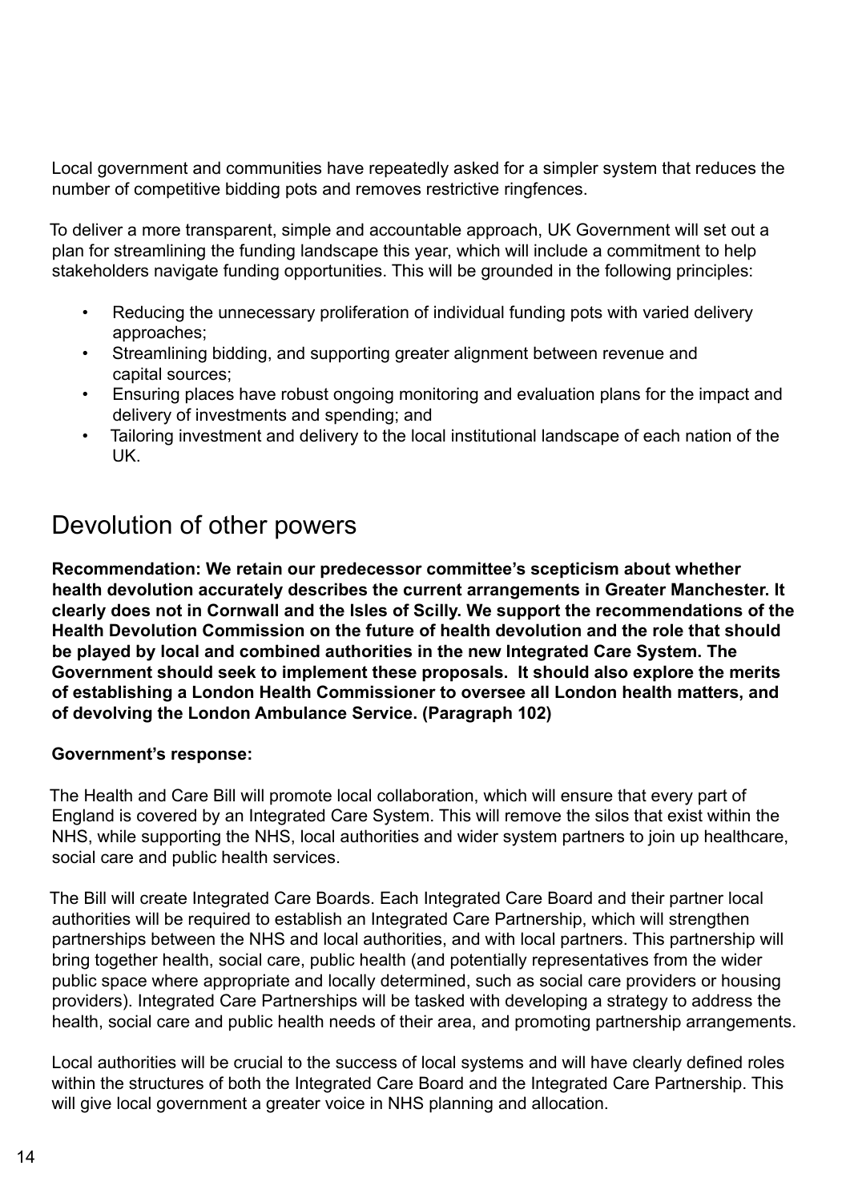Local government and communities have repeatedly asked for a simpler system that reduces the number of competitive bidding pots and removes restrictive ringfences.

To deliver a more transparent, simple and accountable approach, UK Government will set out a plan for streamlining the funding landscape this year, which will include a commitment to help stakeholders navigate funding opportunities. This will be grounded in the following principles:

- Reducing the unnecessary proliferation of individual funding pots with varied delivery approaches;
- Streamlining bidding, and supporting greater alignment between revenue and capital sources;
- Ensuring places have robust ongoing monitoring and evaluation plans for the impact and delivery of investments and spending; and
- Tailoring investment and delivery to the local institutional landscape of each nation of the UK.

## Devolution of other powers

**Recommendation: We retain our predecessor committee's scepticism about whether health devolution accurately describes the current arrangements in Greater Manchester. It clearly does not in Cornwall and the Isles of Scilly. We support the recommendations of the Health Devolution Commission on the future of health devolution and the role that should be played by local and combined authorities in the new Integrated Care System. The Government should seek to implement these proposals. It should also explore the merits of establishing a London Health Commissioner to oversee all London health matters, and of devolving the London Ambulance Service. (Paragraph 102)**

**Government's response:**

The Health and Care Bill will promote local collaboration, which will ensure that every part of England is covered by an Integrated Care System. This will remove the silos that exist within the NHS, while supporting the NHS, local authorities and wider system partners to join up healthcare, social care and public health services.

The Bill will create Integrated Care Boards. Each Integrated Care Board and their partner local authorities will be required to establish an Integrated Care Partnership, which will strengthen partnerships between the NHS and local authorities, and with local partners. This partnership will bring together health, social care, public health (and potentially representatives from the wider public space where appropriate and locally determined, such as social care providers or housing providers). Integrated Care Partnerships will be tasked with developing a strategy to address the health, social care and public health needs of their area, and promoting partnership arrangements.

Local authorities will be crucial to the success of local systems and will have clearly defined roles within the structures of both the Integrated Care Board and the Integrated Care Partnership. This will give local government a greater voice in NHS planning and allocation.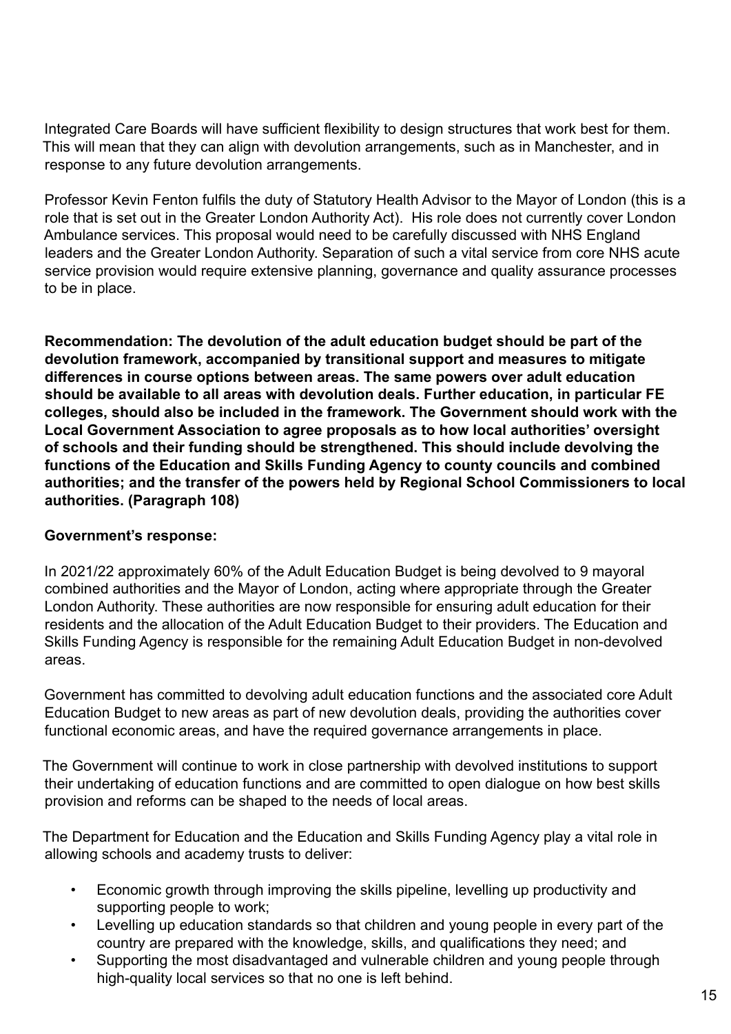Integrated Care Boards will have sufficient flexibility to design structures that work best for them. This will mean that they can align with devolution arrangements, such as in Manchester, and in response to any future devolution arrangements.

Professor Kevin Fenton fulfils the duty of Statutory Health Advisor to the Mayor of London (this is a role that is set out in the Greater London Authority Act). His role does not currently cover London Ambulance services. This proposal would need to be carefully discussed with NHS England leaders and the Greater London Authority. Separation of such a vital service from core NHS acute service provision would require extensive planning, governance and quality assurance processes to be in place.

**Recommendation: The devolution of the adult education budget should be part of the devolution framework, accompanied by transitional support and measures to mitigate differences in course options between areas. The same powers over adult education should be available to all areas with devolution deals. Further education, in particular FE colleges, should also be included in the framework. The Government should work with the Local Government Association to agree proposals as to how local authorities' oversight of schools and their funding should be strengthened. This should include devolving the functions of the Education and Skills Funding Agency to county councils and combined authorities; and the transfer of the powers held by Regional School Commissioners to local authorities. (Paragraph 108)**

**Government's response:**

In 2021/22 approximately 60% of the Adult Education Budget is being devolved to 9 mayoral combined authorities and the Mayor of London, acting where appropriate through the Greater London Authority. These authorities are now responsible for ensuring adult education for their residents and the allocation of the Adult Education Budget to their providers. The Education and Skills Funding Agency is responsible for the remaining Adult Education Budget in non-devolved areas.

Government has committed to devolving adult education functions and the associated core Adult Education Budget to new areas as part of new devolution deals, providing the authorities cover functional economic areas, and have the required governance arrangements in place.

The Government will continue to work in close partnership with devolved institutions to support their undertaking of education functions and are committed to open dialogue on how best skills provision and reforms can be shaped to the needs of local areas.

The Department for Education and the Education and Skills Funding Agency play a vital role in allowing schools and academy trusts to deliver:

- Economic growth through improving the skills pipeline, levelling up productivity and supporting people to work;
- Levelling up education standards so that children and young people in every part of the country are prepared with the knowledge, skills, and qualifications they need; and
- Supporting the most disadvantaged and vulnerable children and young people through high-quality local services so that no one is left behind.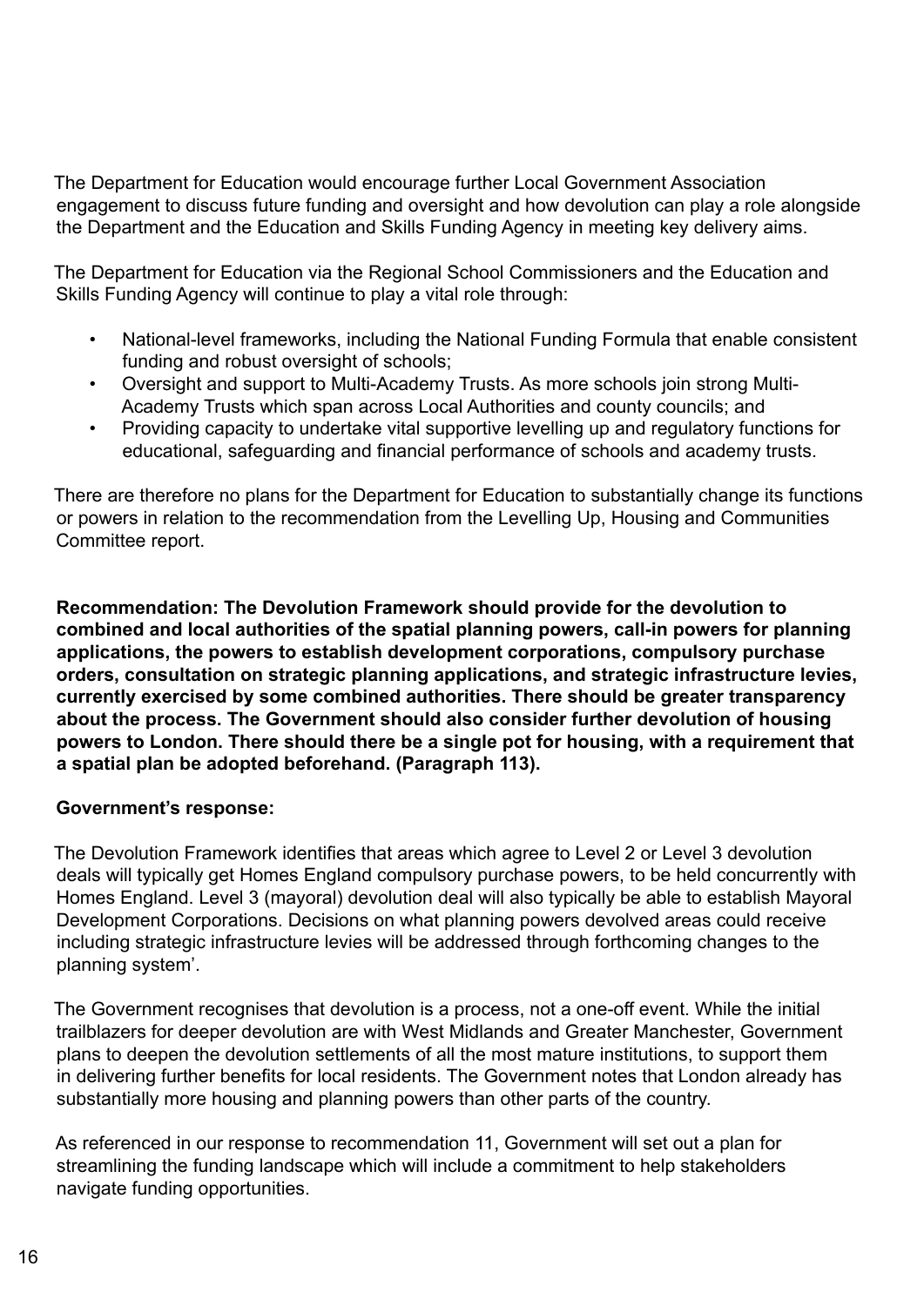The Department for Education would encourage further Local Government Association engagement to discuss future funding and oversight and how devolution can play a role alongside the Department and the Education and Skills Funding Agency in meeting key delivery aims.

The Department for Education via the Regional School Commissioners and the Education and Skills Funding Agency will continue to play a vital role through:

- National-level frameworks, including the National Funding Formula that enable consistent funding and robust oversight of schools;
- Oversight and support to Multi-Academy Trusts. As more schools join strong Multi-Academy Trusts which span across Local Authorities and county councils; and
- Providing capacity to undertake vital supportive levelling up and regulatory functions for educational, safeguarding and financial performance of schools and academy trusts.

There are therefore no plans for the Department for Education to substantially change its functions or powers in relation to the recommendation from the Levelling Up, Housing and Communities Committee report.

**Recommendation: The Devolution Framework should provide for the devolution to combined and local authorities of the spatial planning powers, call-in powers for planning applications, the powers to establish development corporations, compulsory purchase orders, consultation on strategic planning applications, and strategic infrastructure levies, currently exercised by some combined authorities. There should be greater transparency about the process. The Government should also consider further devolution of housing powers to London. There should there be a single pot for housing, with a requirement that a spatial plan be adopted beforehand. (Paragraph 113).**

**Government's response:**

The Devolution Framework identifies that areas which agree to Level 2 or Level 3 devolution deals will typically get Homes England compulsory purchase powers, to be held concurrently with Homes England. Level 3 (mayoral) devolution deal will also typically be able to establish Mayoral Development Corporations. Decisions on what planning powers devolved areas could receive including strategic infrastructure levies will be addressed through forthcoming changes to the planning system'.

The Government recognises that devolution is a process, not a one-off event. While the initial trailblazers for deeper devolution are with West Midlands and Greater Manchester, Government plans to deepen the devolution settlements of all the most mature institutions, to support them in delivering further benefits for local residents. The Government notes that London already has substantially more housing and planning powers than other parts of the country.

As referenced in our response to recommendation 11, Government will set out a plan for streamlining the funding landscape which will include a commitment to help stakeholders navigate funding opportunities.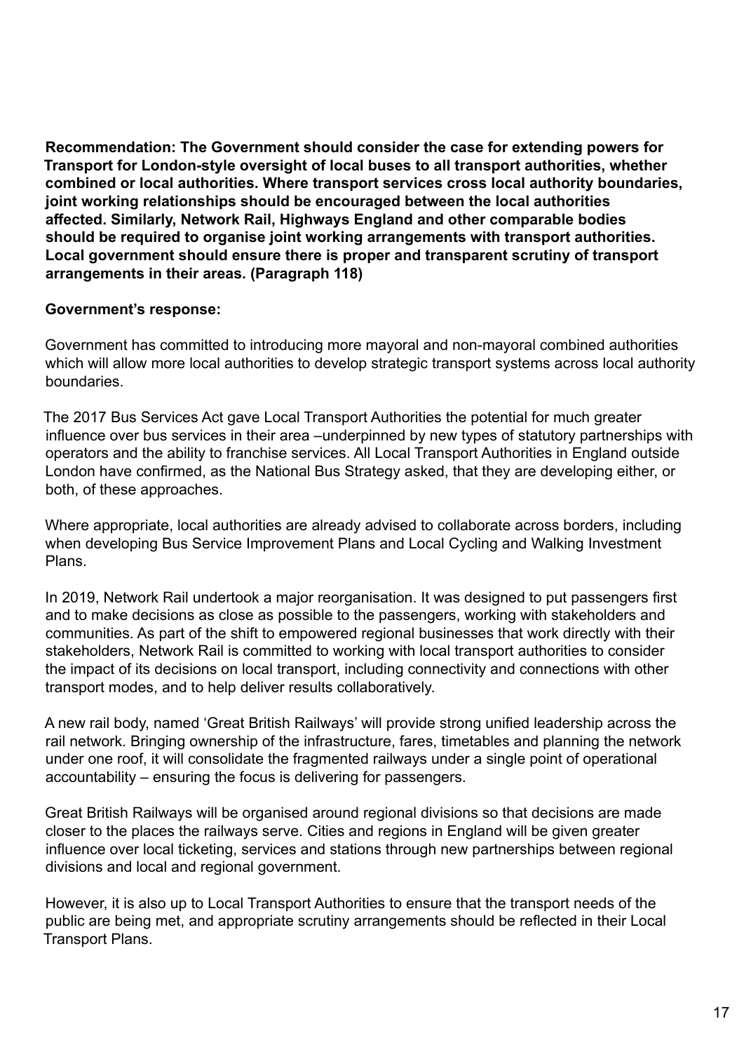**Recommendation: The Government should consider the case for extending powers for Transport for London-style oversight of local buses to all transport authorities, whether combined or local authorities. Where transport services cross local authority boundaries, joint working relationships should be encouraged between the local authorities affected. Similarly, Network Rail, Highways England and other comparable bodies should be required to organise joint working arrangements with transport authorities. Local government should ensure there is proper and transparent scrutiny of transport arrangements in their areas. (Paragraph 118)**

**Government's response:**

Government has committed to introducing more mayoral and non-mayoral combined authorities which will allow more local authorities to develop strategic transport systems across local authority boundaries.

The 2017 Bus Services Act gave Local Transport Authorities the potential for much greater influence over bus services in their area –underpinned by new types of statutory partnerships with operators and the ability to franchise services. All Local Transport Authorities in England outside London have confirmed, as the National Bus Strategy asked, that they are developing either, or both, of these approaches.

Where appropriate, local authorities are already advised to collaborate across borders, including when developing Bus Service Improvement Plans and Local Cycling and Walking Investment Plans.

In 2019, Network Rail undertook a major reorganisation. It was designed to put passengers first and to make decisions as close as possible to the passengers, working with stakeholders and communities. As part of the shift to empowered regional businesses that work directly with their stakeholders, Network Rail is committed to working with local transport authorities to consider the impact of its decisions on local transport, including connectivity and connections with other transport modes, and to help deliver results collaboratively.

A new rail body, named 'Great British Railways' will provide strong unified leadership across the rail network. Bringing ownership of the infrastructure, fares, timetables and planning the network under one roof, it will consolidate the fragmented railways under a single point of operational accountability – ensuring the focus is delivering for passengers.

Great British Railways will be organised around regional divisions so that decisions are made closer to the places the railways serve. Cities and regions in England will be given greater influence over local ticketing, services and stations through new partnerships between regional divisions and local and regional government.

However, it is also up to Local Transport Authorities to ensure that the transport needs of the public are being met, and appropriate scrutiny arrangements should be reflected in their Local Transport Plans.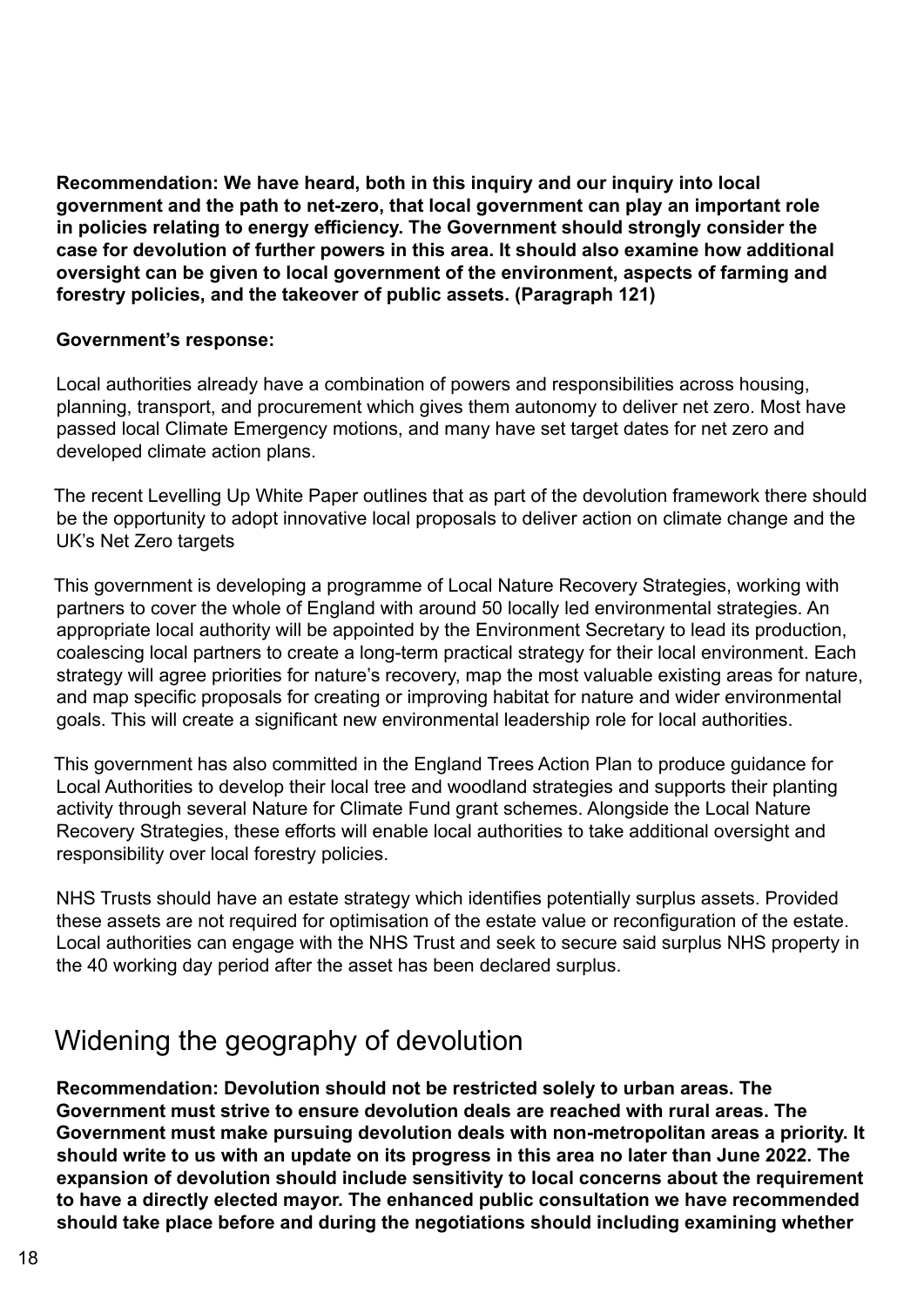**Recommendation: We have heard, both in this inquiry and our inquiry into local government and the path to net-zero, that local government can play an important role in policies relating to energy efficiency. The Government should strongly consider the case for devolution of further powers in this area. It should also examine how additional oversight can be given to local government of the environment, aspects of farming and forestry policies, and the takeover of public assets. (Paragraph 121)**

**Government's response:**

Local authorities already have a combination of powers and responsibilities across housing, planning, transport, and procurement which gives them autonomy to deliver net zero. Most have passed local Climate Emergency motions, and many have set target dates for net zero and developed climate action plans.

The recent Levelling Up White Paper outlines that as part of the devolution framework there should be the opportunity to adopt innovative local proposals to deliver action on climate change and the UK's Net Zero targets

This government is developing a programme of Local Nature Recovery Strategies, working with partners to cover the whole of England with around 50 locally led environmental strategies. An appropriate local authority will be appointed by the Environment Secretary to lead its production, coalescing local partners to create a long-term practical strategy for their local environment. Each strategy will agree priorities for nature's recovery, map the most valuable existing areas for nature, and map specific proposals for creating or improving habitat for nature and wider environmental goals. This will create a significant new environmental leadership role for local authorities.

This government has also committed in the England Trees Action Plan to produce guidance for Local Authorities to develop their local tree and woodland strategies and supports their planting activity through several Nature for Climate Fund grant schemes. Alongside the Local Nature Recovery Strategies, these efforts will enable local authorities to take additional oversight and responsibility over local forestry policies.

NHS Trusts should have an estate strategy which identifies potentially surplus assets. Provided these assets are not required for optimisation of the estate value or reconfiguration of the estate. Local authorities can engage with the NHS Trust and seek to secure said surplus NHS property in the 40 working day period after the asset has been declared surplus.

## Widening the geography of devolution

**Recommendation: Devolution should not be restricted solely to urban areas. The Government must strive to ensure devolution deals are reached with rural areas. The Government must make pursuing devolution deals with non-metropolitan areas a priority. It should write to us with an update on its progress in this area no later than June 2022. The expansion of devolution should include sensitivity to local concerns about the requirement to have a directly elected mayor. The enhanced public consultation we have recommended should take place before and during the negotiations should including examining whether**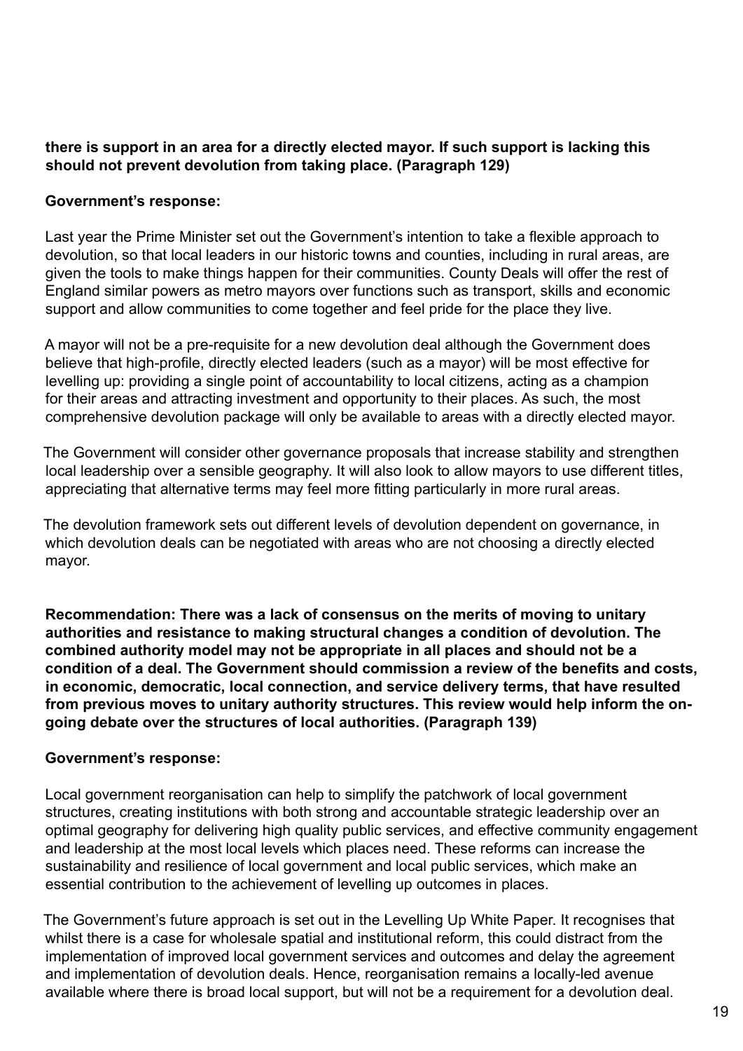**there is support in an area for a directly elected mayor. If such support is lacking this should not prevent devolution from taking place. (Paragraph 129)**

**Government's response:**

Last year the Prime Minister set out the Government's intention to take a flexible approach to devolution, so that local leaders in our historic towns and counties, including in rural areas, are given the tools to make things happen for their communities. County Deals will offer the rest of England similar powers as metro mayors over functions such as transport, skills and economic support and allow communities to come together and feel pride for the place they live.

A mayor will not be a pre-requisite for a new devolution deal although the Government does believe that high-profile, directly elected leaders (such as a mayor) will be most effective for levelling up: providing a single point of accountability to local citizens, acting as a champion for their areas and attracting investment and opportunity to their places. As such, the most comprehensive devolution package will only be available to areas with a directly elected mayor.

The Government will consider other governance proposals that increase stability and strengthen local leadership over a sensible geography. It will also look to allow mayors to use different titles, appreciating that alternative terms may feel more fitting particularly in more rural areas.

The devolution framework sets out different levels of devolution dependent on governance, in which devolution deals can be negotiated with areas who are not choosing a directly elected mayor.

**Recommendation: There was a lack of consensus on the merits of moving to unitary authorities and resistance to making structural changes a condition of devolution. The combined authority model may not be appropriate in all places and should not be a condition of a deal. The Government should commission a review of the benefits and costs, in economic, democratic, local connection, and service delivery terms, that have resulted from previous moves to unitary authority structures. This review would help inform the on-going debate over the structures of local authorities. (Paragraph 139)**

**Government's response:**

Local government reorganisation can help to simplify the patchwork of local government structures, creating institutions with both strong and accountable strategic leadership over an optimal geography for delivering high quality public services, and effective community engagement and leadership at the most local levels which places need. These reforms can increase the sustainability and resilience of local government and local public services, which make an essential contribution to the achievement of levelling up outcomes in places.

The Government's future approach is set out in the Levelling Up White Paper. It recognises that whilst there is a case for wholesale spatial and institutional reform, this could distract from the implementation of improved local government services and outcomes and delay the agreement and implementation of devolution deals. Hence, reorganisation remains a locally-led avenue available where there is broad local support, but will not be a requirement for a devolution deal.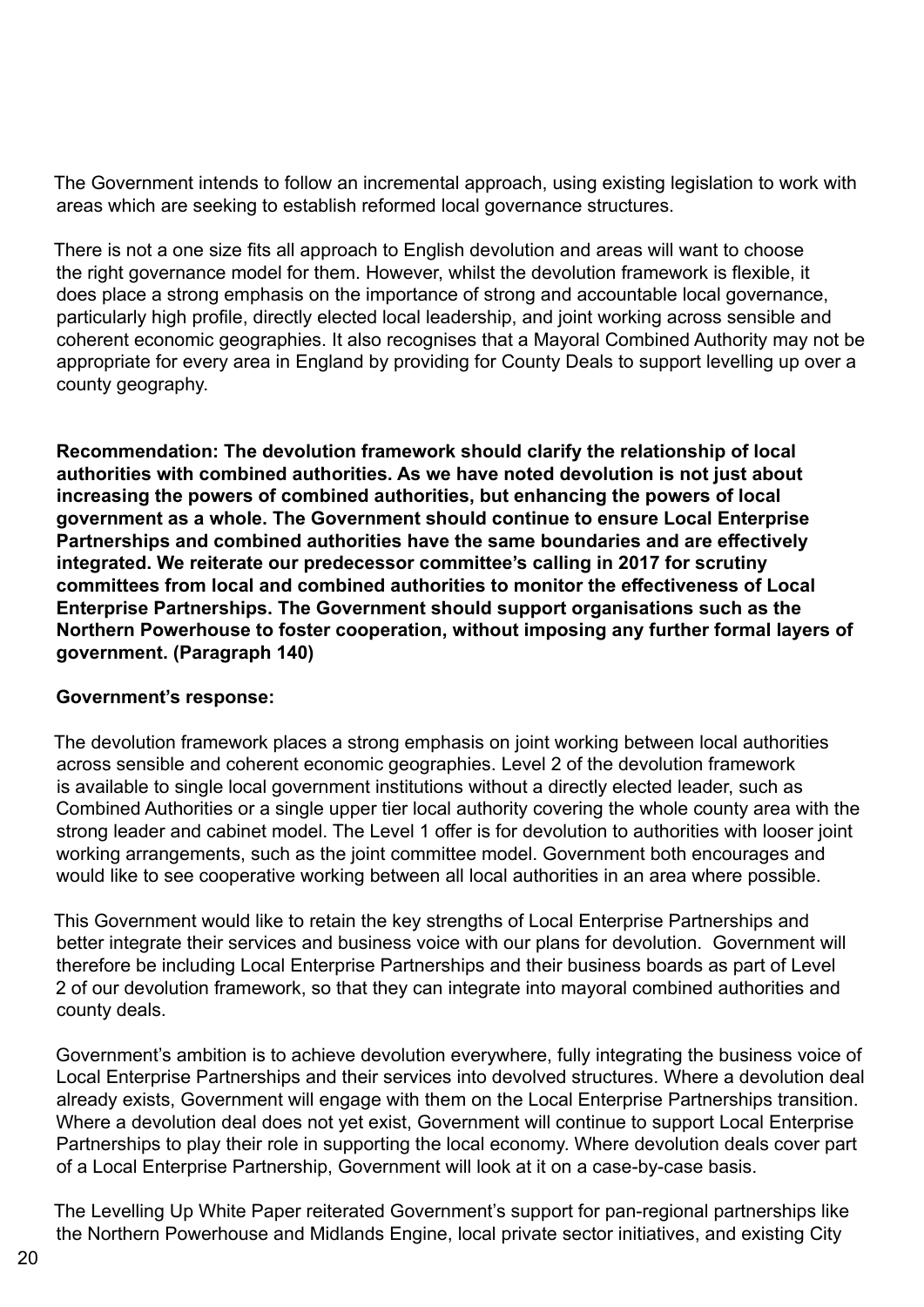The Government intends to follow an incremental approach, using existing legislation to work with areas which are seeking to establish reformed local governance structures.

There is not a one size fits all approach to English devolution and areas will want to choose the right governance model for them. However, whilst the devolution framework is flexible, it does place a strong emphasis on the importance of strong and accountable local governance, particularly high profile, directly elected local leadership, and joint working across sensible and coherent economic geographies. It also recognises that a Mayoral Combined Authority may not be appropriate for every area in England by providing for County Deals to support levelling up over a county geography.

**Recommendation: The devolution framework should clarify the relationship of local authorities with combined authorities. As we have noted devolution is not just about increasing the powers of combined authorities, but enhancing the powers of local government as a whole. The Government should continue to ensure Local Enterprise Partnerships and combined authorities have the same boundaries and are effectively integrated. We reiterate our predecessor committee's calling in 2017 for scrutiny committees from local and combined authorities to monitor the effectiveness of Local Enterprise Partnerships. The Government should support organisations such as the Northern Powerhouse to foster cooperation, without imposing any further formal layers of government. (Paragraph 140)**

**Government's response:**

The devolution framework places a strong emphasis on joint working between local authorities across sensible and coherent economic geographies. Level 2 of the devolution framework is available to single local government institutions without a directly elected leader, such as Combined Authorities or a single upper tier local authority covering the whole county area with the strong leader and cabinet model. The Level 1 offer is for devolution to authorities with looser joint working arrangements, such as the joint committee model. Government both encourages and would like to see cooperative working between all local authorities in an area where possible.

This Government would like to retain the key strengths of Local Enterprise Partnerships and better integrate their services and business voice with our plans for devolution. Government will therefore be including Local Enterprise Partnerships and their business boards as part of Level 2 of our devolution framework, so that they can integrate into mayoral combined authorities and county deals.

Government's ambition is to achieve devolution everywhere, fully integrating the business voice of Local Enterprise Partnerships and their services into devolved structures. Where a devolution deal already exists, Government will engage with them on the Local Enterprise Partnerships transition. Where a devolution deal does not yet exist, Government will continue to support Local Enterprise Partnerships to play their role in supporting the local economy. Where devolution deals cover part of a Local Enterprise Partnership, Government will look at it on a case-by-case basis.

The Levelling Up White Paper reiterated Government's support for pan-regional partnerships like the Northern Powerhouse and Midlands Engine, local private sector initiatives, and existing City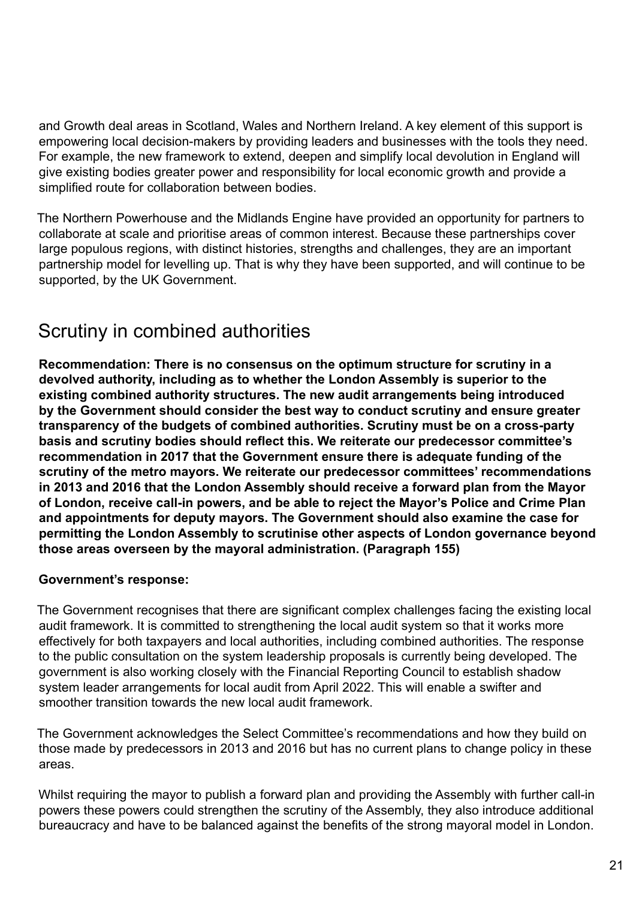and Growth deal areas in Scotland, Wales and Northern Ireland. A key element of this support is empowering local decision-makers by providing leaders and businesses with the tools they need. For example, the new framework to extend, deepen and simplify local devolution in England will give existing bodies greater power and responsibility for local economic growth and provide a simplified route for collaboration between bodies.

The Northern Powerhouse and the Midlands Engine have provided an opportunity for partners to collaborate at scale and prioritise areas of common interest. Because these partnerships cover large populous regions, with distinct histories, strengths and challenges, they are an important partnership model for levelling up. That is why they have been supported, and will continue to be supported, by the UK Government.

## Scrutiny in combined authorities

**Recommendation: There is no consensus on the optimum structure for scrutiny in a devolved authority, including as to whether the London Assembly is superior to the existing combined authority structures. The new audit arrangements being introduced by the Government should consider the best way to conduct scrutiny and ensure greater transparency of the budgets of combined authorities. Scrutiny must be on a cross-party basis and scrutiny bodies should reflect this. We reiterate our predecessor committee's recommendation in 2017 that the Government ensure there is adequate funding of the scrutiny of the metro mayors. We reiterate our predecessor committees' recommendations in 2013 and 2016 that the London Assembly should receive a forward plan from the Mayor of London, receive call-in powers, and be able to reject the Mayor's Police and Crime Plan and appointments for deputy mayors. The Government should also examine the case for permitting the London Assembly to scrutinise other aspects of London governance beyond those areas overseen by the mayoral administration. (Paragraph 155)**

**Government's response:**

The Government recognises that there are significant complex challenges facing the existing local audit framework. It is committed to strengthening the local audit system so that it works more effectively for both taxpayers and local authorities, including combined authorities. The response to the public consultation on the system leadership proposals is currently being developed. The government is also working closely with the Financial Reporting Council to establish shadow system leader arrangements for local audit from April 2022. This will enable a swifter and smoother transition towards the new local audit framework.

The Government acknowledges the Select Committee's recommendations and how they build on those made by predecessors in 2013 and 2016 but has no current plans to change policy in these areas.

Whilst requiring the mayor to publish a forward plan and providing the Assembly with further call-in powers these powers could strengthen the scrutiny of the Assembly, they also introduce additional bureaucracy and have to be balanced against the benefits of the strong mayoral model in London.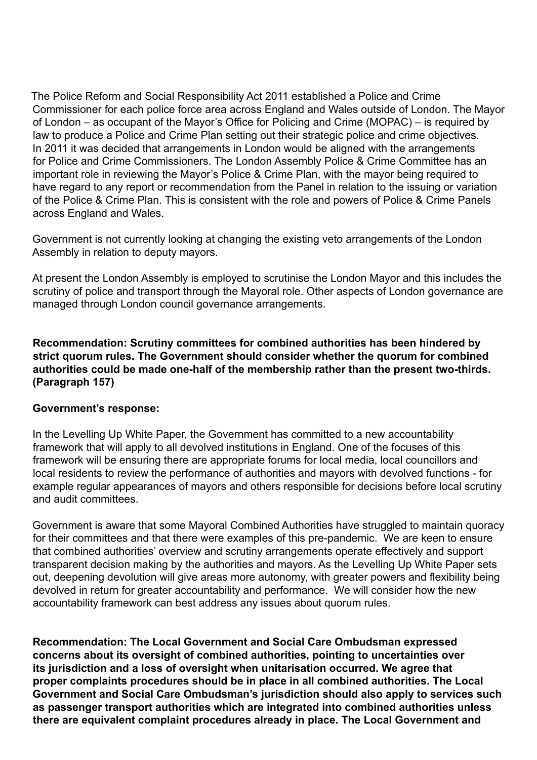The Police Reform and Social Responsibility Act 2011 established a Police and Crime Commissioner for each police force area across England and Wales outside of London. The Mayor of London – as occupant of the Mayor's Office for Policing and Crime (MOPAC) – is required by law to produce a Police and Crime Plan setting out their strategic police and crime objectives. In 2011 it was decided that arrangements in London would be aligned with the arrangements for Police and Crime Commissioners. The London Assembly Police & Crime Committee has an important role in reviewing the Mayor's Police & Crime Plan, with the mayor being required to have regard to any report or recommendation from the Panel in relation to the issuing or variation of the Police & Crime Plan. This is consistent with the role and powers of Police & Crime Panels across England and Wales.

Government is not currently looking at changing the existing veto arrangements of the London Assembly in relation to deputy mayors.

At present the London Assembly is employed to scrutinise the London Mayor and this includes the scrutiny of police and transport through the Mayoral role. Other aspects of London governance are managed through London council governance arrangements.

**Recommendation: Scrutiny committees for combined authorities has been hindered by strict quorum rules. The Government should consider whether the quorum for combined authorities could be made one-half of the membership rather than the present two-thirds. (Paragraph 157)**

**Government's response:**

In the Levelling Up White Paper, the Government has committed to a new accountability framework that will apply to all devolved institutions in England. One of the focuses of this framework will be ensuring there are appropriate forums for local media, local councillors and local residents to review the performance of authorities and mayors with devolved functions - for example regular appearances of mayors and others responsible for decisions before local scrutiny and audit committees.

Government is aware that some Mayoral Combined Authorities have struggled to maintain quoracy for their committees and that there were examples of this pre-pandemic. We are keen to ensure that combined authorities' overview and scrutiny arrangements operate effectively and support transparent decision making by the authorities and mayors. As the Levelling Up White Paper sets out, deepening devolution will give areas more autonomy, with greater powers and flexibility being devolved in return for greater accountability and performance. We will consider how the new accountability framework can best address any issues about quorum rules.

**Recommendation: The Local Government and Social Care Ombudsman expressed concerns about its oversight of combined authorities, pointing to uncertainties over its jurisdiction and a loss of oversight when unitarisation occurred. We agree that proper complaints procedures should be in place in all combined authorities. The Local Government and Social Care Ombudsman's jurisdiction should also apply to services such as passenger transport authorities which are integrated into combined authorities unless there are equivalent complaint procedures already in place. The Local Government and**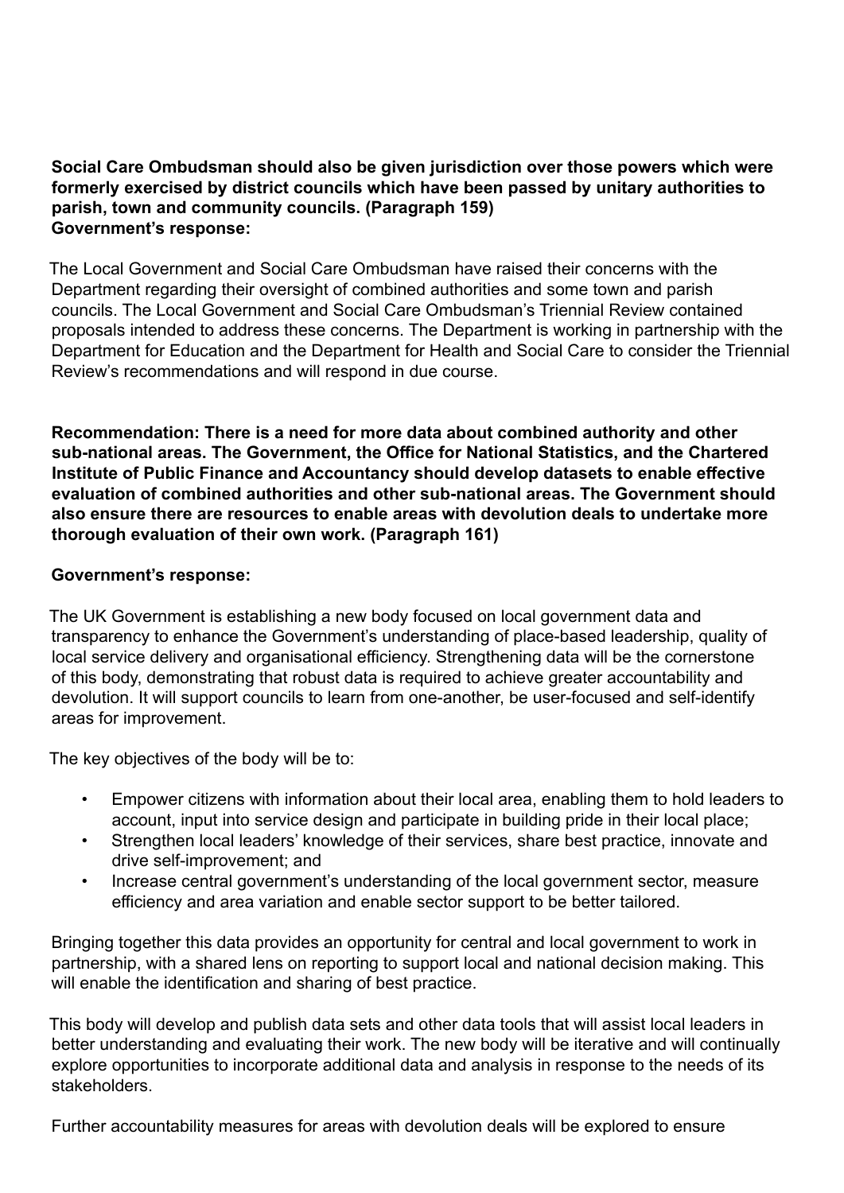**Social Care Ombudsman should also be given jurisdiction over those powers which were formerly exercised by district councils which have been passed by unitary authorities to parish, town and community councils. (Paragraph 159)**
**Government's response:**

The Local Government and Social Care Ombudsman have raised their concerns with the Department regarding their oversight of combined authorities and some town and parish councils. The Local Government and Social Care Ombudsman's Triennial Review contained proposals intended to address these concerns. The Department is working in partnership with the Department for Education and the Department for Health and Social Care to consider the Triennial Review's recommendations and will respond in due course.

**Recommendation: There is a need for more data about combined authority and other sub-national areas. The Government, the Office for National Statistics, and the Chartered Institute of Public Finance and Accountancy should develop datasets to enable effective evaluation of combined authorities and other sub-national areas. The Government should also ensure there are resources to enable areas with devolution deals to undertake more thorough evaluation of their own work. (Paragraph 161)**

**Government's response:**

The UK Government is establishing a new body focused on local government data and transparency to enhance the Government's understanding of place-based leadership, quality of local service delivery and organisational efficiency. Strengthening data will be the cornerstone of this body, demonstrating that robust data is required to achieve greater accountability and devolution. It will support councils to learn from one-another, be user-focused and self-identify areas for improvement.

The key objectives of the body will be to:

- Empower citizens with information about their local area, enabling them to hold leaders to account, input into service design and participate in building pride in their local place;
- Strengthen local leaders' knowledge of their services, share best practice, innovate and drive self-improvement; and
- Increase central government's understanding of the local government sector, measure efficiency and area variation and enable sector support to be better tailored.

Bringing together this data provides an opportunity for central and local government to work in partnership, with a shared lens on reporting to support local and national decision making. This will enable the identification and sharing of best practice.

This body will develop and publish data sets and other data tools that will assist local leaders in better understanding and evaluating their work. The new body will be iterative and will continually explore opportunities to incorporate additional data and analysis in response to the needs of its stakeholders.

Further accountability measures for areas with devolution deals will be explored to ensure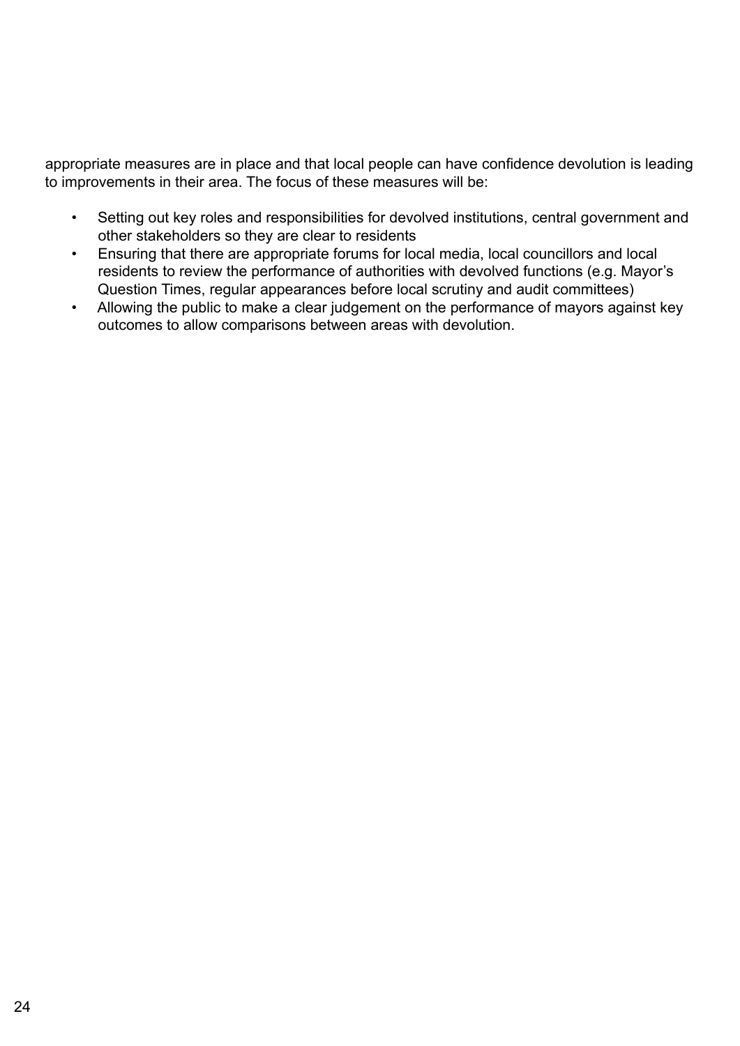appropriate measures are in place and that local people can have confidence devolution is leading to improvements in their area. The focus of these measures will be:

- Setting out key roles and responsibilities for devolved institutions, central government and other stakeholders so they are clear to residents
- Ensuring that there are appropriate forums for local media, local councillors and local residents to review the performance of authorities with devolved functions (e.g. Mayor's Question Times, regular appearances before local scrutiny and audit committees)
- Allowing the public to make a clear judgement on the performance of mayors against key outcomes to allow comparisons between areas with devolution.